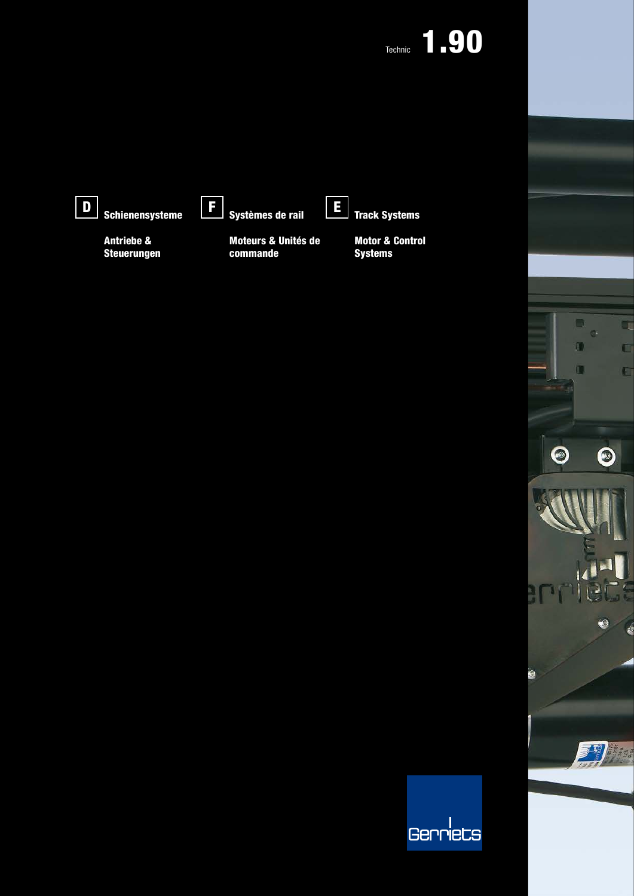Technic **1.90**

**D** **Schienensysteme**

**Antriebe & Steuerungen**

**F** **Systèmes de rail**

**Moteurs & Unités de commande**

**E** **Track Systems**

**Motor & Control Systems**

Gerriets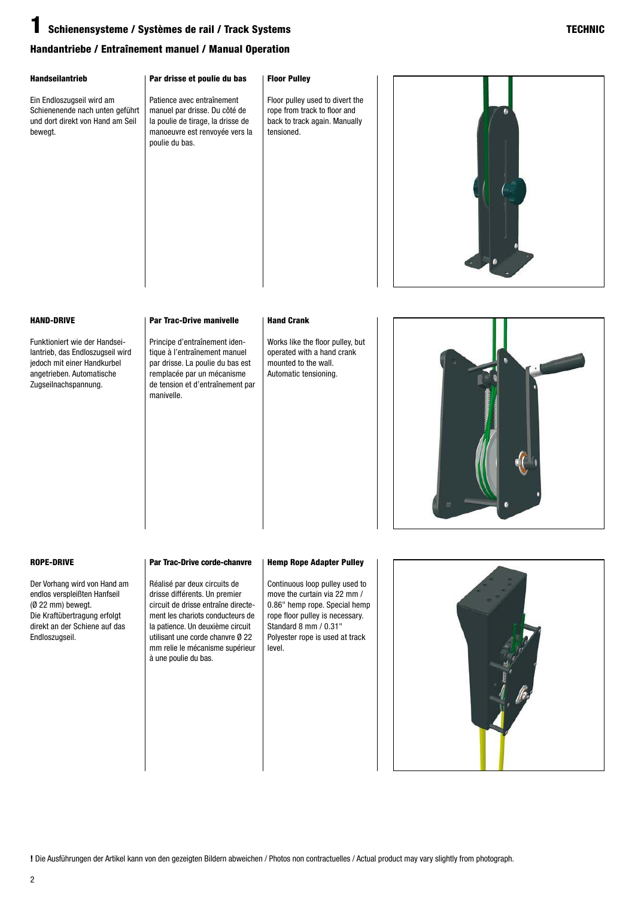# 1 Schienensysteme / Systèmes de rail / Track Systems

## Handantriebe / Entraînement manuel / Manual Operation

### Handseilantrieb

Ein Endloszugseil wird am Schienenende nach unten geführt und dort direkt von Hand am Seil bewegt.

### Par drisse et poulie du bas

Patience avec entraînement manuel par drisse. Du côté de la poulie de tirage, la drisse de manoeuvre est renvoyée vers la poulie du bas.

### Floor Pulley

Floor pulley used to divert the rope from track to floor and back to track again. Manually tensioned.

### HAND-DRIVE

Funktioniert wie der Handseilantrieb, das Endloszugseil wird jedoch mit einer Handkurbel angetrieben. Automatische Zugseilnachspannung.

### Par Trac-Drive manivelle

Principe d'entraînement identique à l'entraînement manuel par drisse. La poulie du bas est remplacée par un mécanisme de tension et d'entraînement par manivelle.

### Hand Crank

Works like the floor pulley, but operated with a hand crank mounted to the wall. Automatic tensioning.

### ROPE-DRIVE

Der Vorhang wird von Hand am endlos verspleißten Hanfseil (Ø 22 mm) bewegt. Die Kraftübertragung erfolgt direkt an der Schiene auf das Endloszugseil.

### Par Trac-Drive corde-chanvre

Réalisé par deux circuits de drisse différents. Un premier circuit de drisse entraîne directement les chariots conducteurs de la patience. Un deuxième circuit utilisant une corde chanvre Ø 22 mm relie le mécanisme supérieur à une poulie du bas.

### Hemp Rope Adapter Pulley

Continuous loop pulley used to move the curtain via 22 mm / 0.86" hemp rope. Special hemp rope floor pulley is necessary. Standard 8 mm / 0.31" Polyester rope is used at track level.

**!** Die Ausführungen der Artikel kann von den gezeigten Bildern abweichen / Photos non contractuelles / Actual product may vary slightly from photograph.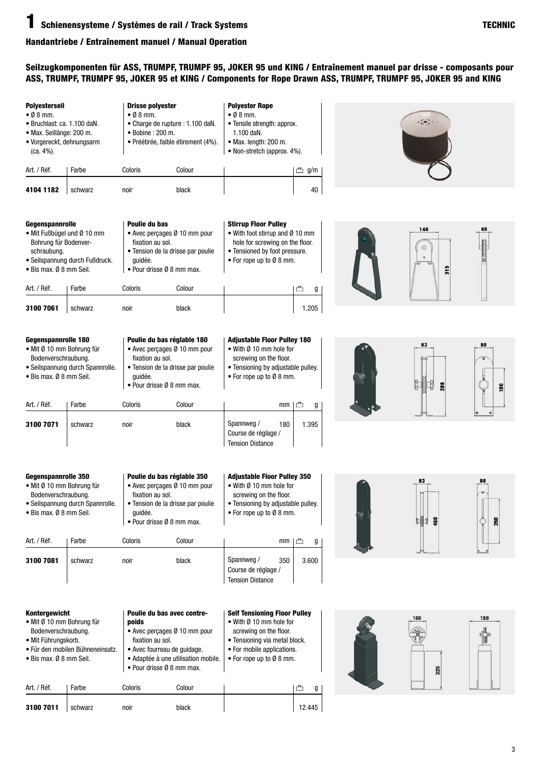# 1 Schienensysteme / Systèmes de rail / Track Systems

## Handantriebe / Entraînement manuel / Manual Operation

### Seilzugkomponenten für ASS, TRUMPF, TRUMPF 95, JOKER 95 und KING / Entraînement manuel par drisse - composants pour ASS, TRUMPF, TRUMPF 95, JOKER 95 et KING / Components for Rope Drawn ASS, TRUMPF, TRUMPF 95, JOKER 95 and KING

**Polyesterseil**
- Ø 8 mm.
- Bruchlast: ca. 1.100 daN.
- Max. Seillänge: 200 m.
- Vorgereckt, dehnungsarm (ca. 4%).

**Drisse polyester**
- Ø 8 mm.
- Charge de rupture : 1.100 daN.
- Bobine : 200 m.
- Préétirée, faible étirement (4%).

**Polyester Rope**
- Ø 8 mm.
- Tensile strength: approx. 1.100 daN.
- Max. length: 200 m.
- Non-stretch (approx. 4%).

| Art. / Réf. | Farbe | Coloris | Colour | g/m |
|---|---|---|---|---|
| **4104 1182** | schwarz | noir | black | 40 |

**Gegenspannrolle**
- Mit Fußbügel und Ø 10 mm Bohrung für Bodenverschraubung.
- Seilspannung durch Fußdruck.
- Bis max. Ø 8 mm Seil.

**Poulie du bas**
- Avec perçages Ø 10 mm pour fixation au sol.
- Tension de la drisse par poulie guidée.
- Pour drisse Ø 8 mm max.

**Stirrup Floor Pulley**
- With foot stirrup and Ø 10 mm hole for screwing on the floor.
- Tensioned by foot pressure.
- For rope up to Ø 8 mm.

| Art. / Réf. | Farbe | Coloris | Colour | g |
|---|---|---|---|---|
| **3100 7061** | schwarz | noir | black | 1.205 |

**Gegenspannrolle 180**
- Mit Ø 10 mm Bohrung für Bodenverschraubung.
- Seilspannung durch Spannrolle.
- Bis max. Ø 8 mm Seil.

**Poulie du bas réglable 180**
- Avec perçages Ø 10 mm pour fixation au sol.
- Tension de la drisse par poulie guidée.
- Pour drisse Ø 8 mm max.

**Adjustable Floor Pulley 180**
- With Ø 10 mm hole for screwing on the floor.
- Tensioning by adjustable pulley.
- For rope up to Ø 8 mm.

| Art. / Réf. | Farbe | Coloris | Colour | | mm | g |
|---|---|---|---|---|---|---|
| **3100 7071** | schwarz | noir | black | Spannweg / Course de réglage / Tension Distance | 180 | 1.395 |

**Gegenspannrolle 350**
- Mit Ø 10 mm Bohrung für Bodenverschraubung.
- Seilspannung durch Spannrolle.
- Bis max. Ø 8 mm Seil.

**Poulie du bas réglable 350**
- Avec perçages Ø 10 mm pour fixation au sol.
- Tension de la drisse par poulie guidée.
- Pour drisse Ø 8 mm max.

**Adjustable Floor Pulley 350**
- With Ø 10 mm hole for screwing on the floor.
- Tensioning by adjustable pulley.
- For rope up to Ø 8 mm.

| Art. / Réf. | Farbe | Coloris | Colour | | mm | g |
|---|---|---|---|---|---|---|
| **3100 7081** | schwarz | noir | black | Spannweg / Course de réglage / Tension Distance | 350 | 3.600 |

**Kontergewicht**
- Mit Ø 10 mm Bohrung für Bodenverschraubung.
- Mit Führungskorb.
- Für den mobilen Bühneneinsatz.
- Bis max. Ø 8 mm Seil.

**Poulie du bas avec contre-poids**
- Avec perçages Ø 10 mm pour fixation au sol.
- Avec fourreau de guidage.
- Adaptée à une utilisation mobile.
- Pour drisse Ø 8 mm max.

**Self Tensioning Floor Pulley**
- With Ø 10 mm hole for screwing on the floor.
- Tensioning via metal block.
- For mobile applications.
- For rope up to Ø 8 mm.

| Art. / Réf. | Farbe | Coloris | Colour | g |
|---|---|---|---|---|
| **3100 7011** | schwarz | noir | black | 12.445 |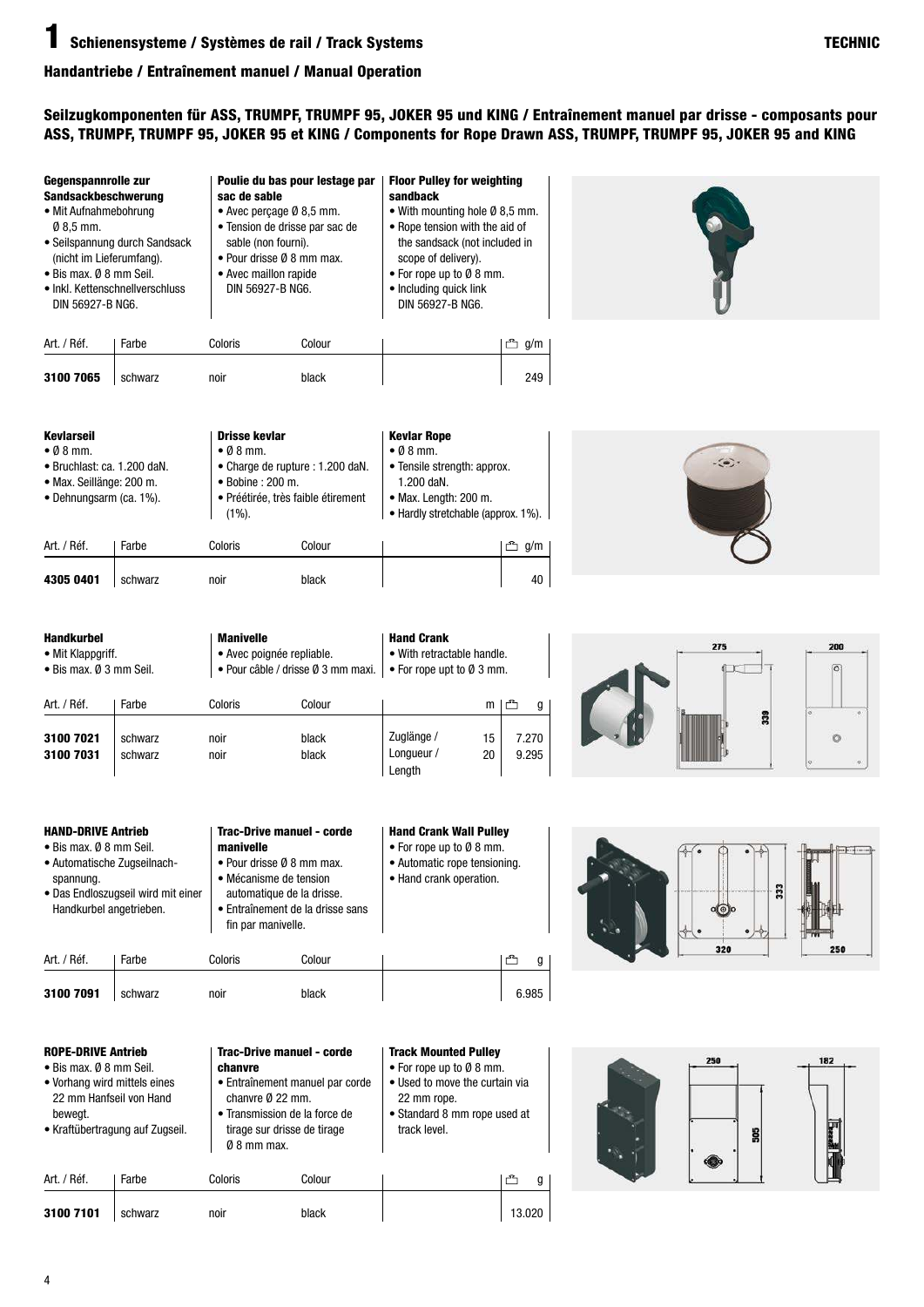# 1 Schienensysteme / Systèmes de rail / Track Systems

## Handantriebe / Entraînement manuel / Manual Operation

### Seilzugkomponenten für ASS, TRUMPF, TRUMPF 95, JOKER 95 und KING / Entraînement manuel par drisse - composants pour ASS, TRUMPF, TRUMPF 95, JOKER 95 et KING / Components for Rope Drawn ASS, TRUMPF, TRUMPF 95, JOKER 95 and KING

**Gegenspannrolle zur Sandsackbeschwerung**
- Mit Aufnahmebohrung Ø 8,5 mm.
- Seilspannung durch Sandsack (nicht im Lieferumfang).
- Bis max. Ø 8 mm Seil.
- Inkl. Kettenschnellverschluss DIN 56927-B NG6.

**Poulie du bas pour lestage par sac de sable**
- Avec perçage Ø 8,5 mm.
- Tension de drisse par sac de sable (non fourni).
- Pour drisse Ø 8 mm max.
- Avec maillon rapide DIN 56927-B NG6.

**Floor Pulley for weighting sandback**
- With mounting hole Ø 8,5 mm.
- Rope tension with the aid of the sandsack (not included in scope of delivery).
- For rope up to Ø 8 mm.
- Including quick link DIN 56927-B NG6.

| Art. / Réf. | Farbe | Coloris | Colour | g/m |
|---|---|---|---|---|
| **3100 7065** | schwarz | noir | black | 249 |

**Kevlarseil**
- Ø 8 mm.
- Bruchlast: ca. 1.200 daN.
- Max. Seillänge: 200 m.
- Dehnungsarm (ca. 1%).

**Drisse kevlar**
- Ø 8 mm.
- Charge de rupture : 1.200 daN.
- Bobine : 200 m.
- Préétirée, très faible étirement (1%).

**Kevlar Rope**
- Ø 8 mm.
- Tensile strength: approx. 1.200 daN.
- Max. Length: 200 m.
- Hardly stretchable (approx. 1%).

| Art. / Réf. | Farbe | Coloris | Colour | g/m |
|---|---|---|---|---|
| **4305 0401** | schwarz | noir | black | 40 |

**Handkurbel**
- Mit Klappgriff.
- Bis max. Ø 3 mm Seil.

**Manivelle**
- Avec poignée repliable.
- Pour câble / drisse Ø 3 mm maxi.

**Hand Crank**
- With retractable handle.
- For rope upt to Ø 3 mm.

| Art. / Réf. | Farbe | Coloris | Colour | | m | g |
|---|---|---|---|---|---|---|
| **3100 7021** | schwarz | noir | black | Zuglänge / Longueur / Length | 15 | 7.270 |
| **3100 7031** | schwarz | noir | black | | 20 | 9.295 |

**HAND-DRIVE Antrieb**
- Bis max. Ø 8 mm Seil.
- Automatische Zugseilnach­spannung.
- Das Endloszugseil wird mit einer Handkurbel angetrieben.

**Trac-Drive manuel - corde manivelle**
- Pour drisse Ø 8 mm max.
- Mécanisme de tension automatique de la drisse.
- Entraînement de la drisse sans fin par manivelle.

**Hand Crank Wall Pulley**
- For rope up to Ø 8 mm.
- Automatic rope tensioning.
- Hand crank operation.

| Art. / Réf. | Farbe | Coloris | Colour | g |
|---|---|---|---|---|
| **3100 7091** | schwarz | noir | black | 6.985 |

**ROPE-DRIVE Antrieb**
- Bis max. Ø 8 mm Seil.
- Vorhang wird mittels eines 22 mm Hanfseil von Hand bewegt.
- Kraftübertragung auf Zugseil.

**Trac-Drive manuel - corde chanvre**
- Entraînement manuel par corde chanvre Ø 22 mm.
- Transmission de la force de tirage sur drisse de tirage Ø 8 mm max.

**Track Mounted Pulley**
- For rope up to Ø 8 mm.
- Used to move the curtain via 22 mm rope.
- Standard 8 mm rope used at track level.

| Art. / Réf. | Farbe | Coloris | Colour | g |
|---|---|---|---|---|
| **3100 7101** | schwarz | noir | black | 13.020 |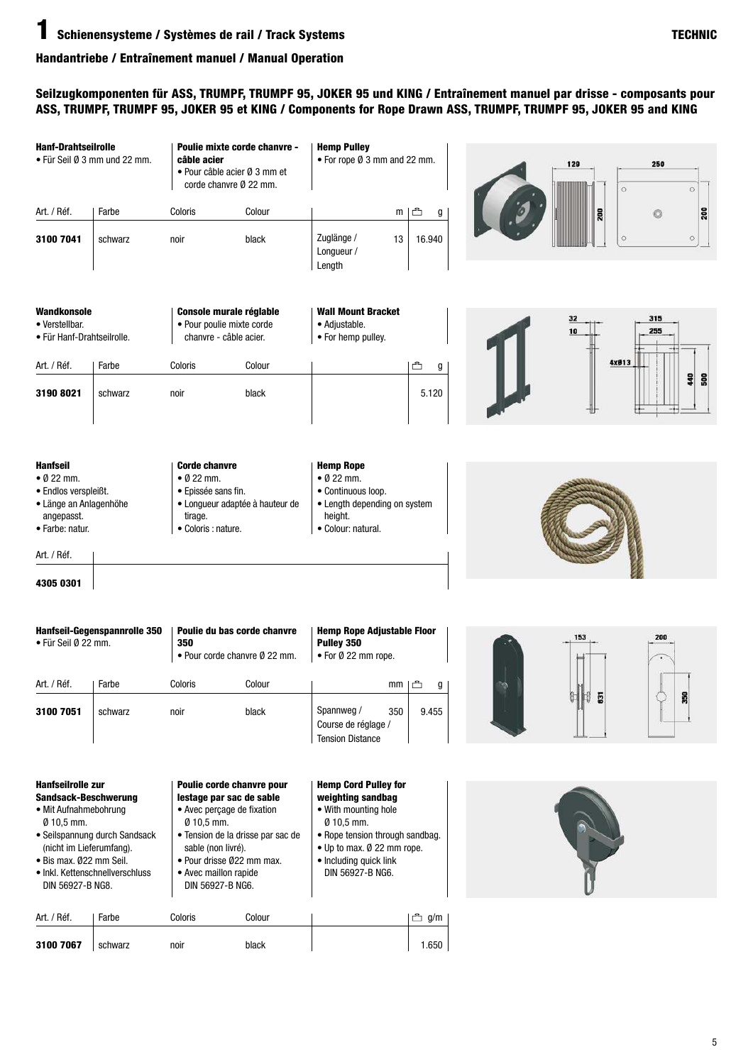# 1 Schienensysteme / Systèmes de rail / Track Systems

## Handantriebe / Entraînement manuel / Manual Operation

### Seilzugkomponenten für ASS, TRUMPF, TRUMPF 95, JOKER 95 und KING / Entraînement manuel par drisse - composants pour ASS, TRUMPF, TRUMPF 95, JOKER 95 et KING / Components for Rope Drawn ASS, TRUMPF, TRUMPF 95, JOKER 95 and KING

**Hanf-Drahtseilrolle**
- Für Seil Ø 3 mm und 22 mm.

**Poulie mixte corde chanvre - câble acier**
- Pour câble acier Ø 3 mm et corde chanvre Ø 22 mm.

**Hemp Pulley**
- For rope Ø 3 mm and 22 mm.

| Art. / Réf. | Farbe | Coloris | Colour | | m | g |
|---|---|---|---|---|---|---|
| **3100 7041** | schwarz | noir | black | Zuglänge / Longueur / Length | 13 | 16.940 |

**Wandkonsole**
- Verstellbar.
- Für Hanf-Drahtseilrolle.

**Console murale réglable**
- Pour poulie mixte corde chanvre - câble acier.

**Wall Mount Bracket**
- Adjustable.
- For hemp pulley.

| Art. / Réf. | Farbe | Coloris | Colour | | g |
|---|---|---|---|---|---|
| **3190 8021** | schwarz | noir | black | | 5.120 |

**Hanfseil**
- Ø 22 mm.
- Endlos verspleißt.
- Länge an Anlagenhöhe angepasst.
- Farbe: natur.

**Corde chanvre**
- Ø 22 mm.
- Epissée sans fin.
- Longueur adaptée à hauteur de tirage.
- Coloris : nature.

**Hemp Rope**
- Ø 22 mm.
- Continuous loop.
- Length depending on system height.
- Colour: natural.

| Art. / Réf. | |
|---|---|
| **4305 0301** | |

**Hanfseil-Gegenspannrolle 350**
- Für Seil Ø 22 mm.

**Poulie du bas corde chanvre 350**
- Pour corde chanvre Ø 22 mm.

**Hemp Rope Adjustable Floor Pulley 350**
- For Ø 22 mm rope.

| Art. / Réf. | Farbe | Coloris | Colour | | mm | g |
|---|---|---|---|---|---|---|
| **3100 7051** | schwarz | noir | black | Spannweg / Course de réglage / Tension Distance | 350 | 9.455 |

**Hanfseilrolle zur Sandsack-Beschwerung**
- Mit Aufnahmebohrung Ø 10,5 mm.
- Seilspannung durch Sandsack (nicht im Lieferumfang).
- Bis max. Ø22 mm Seil.
- Inkl. Kettenschnellverschluss DIN 56927-B NG8.

**Poulie corde chanvre pour lestage par sac de sable**
- Avec perçage de fixation Ø 10,5 mm.
- Tension de la drisse par sac de sable (non livré).
- Pour drisse Ø22 mm max.
- Avec maillon rapide DIN 56927-B NG6.

**Hemp Cord Pulley for weighting sandbag**
- With mounting hole Ø 10,5 mm.
- Rope tension through sandbag.
- Up to max. Ø 22 mm rope.
- Including quick link DIN 56927-B NG6.

| Art. / Réf. | Farbe | Coloris | Colour | | g/m |
|---|---|---|---|---|---|
| **3100 7067** | schwarz | noir | black | | 1.650 |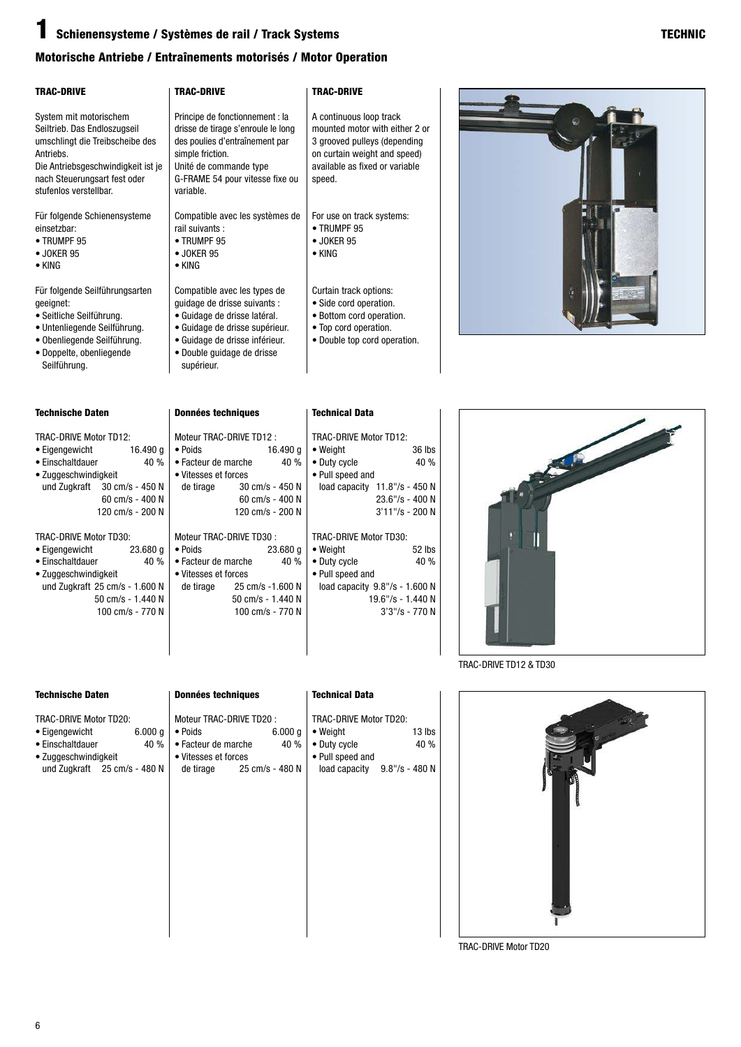# 1 Schienensysteme / Systèmes de rail / Track Systems

TECHNIC

## Motorische Antriebe / Entraînements motorisés / Motor Operation

### TRAC-DRIVE

System mit motorischem Seiltrieb. Das Endloszugseil umschlingt die Treibscheibe des Antriebs.
Die Antriebsgeschwindigkeit ist je nach Steuerungsart fest oder stufenlos verstellbar.

Für folgende Schienensysteme einsetzbar:
- TRUMPF 95
- JOKER 95
- KING

Für folgende Seilführungsarten geeignet:
- Seitliche Seilführung.
- Untenliegende Seilführung.
- Obenliegende Seilführung.
- Doppelte, obenliegende Seilführung.

### TRAC-DRIVE

Principe de fonctionnement : la drisse de tirage s'enroule le long des poulies d'entraînement par simple friction.
Unité de commande type G-FRAME 54 pour vitesse fixe ou variable.

Compatible avec les systèmes de rail suivants :
- TRUMPF 95
- JOKER 95
- KING

Compatible avec les types de guidage de drisse suivants :
- Guidage de drisse latéral.
- Guidage de drisse supérieur.
- Guidage de drisse inférieur.
- Double guidage de drisse supérieur.

### TRAC-DRIVE

A continuous loop track mounted motor with either 2 or 3 grooved pulleys (depending on curtain weight and speed) available as fixed or variable speed.

For use on track systems:
- TRUMPF 95
- JOKER 95
- KING

Curtain track options:
- Side cord operation.
- Bottom cord operation.
- Top cord operation.
- Double top cord operation.

### Technische Daten

TRAC-DRIVE Motor TD12:
- Eigengewicht 16.490 g
- Einschaltdauer 40 %
- Zuggeschwindigkeit und Zugkraft 30 cm/s - 450 N; 60 cm/s - 400 N; 120 cm/s - 200 N

TRAC-DRIVE Motor TD30:
- Eigengewicht 23.680 g
- Einschaltdauer 40 %
- Zuggeschwindigkeit und Zugkraft 25 cm/s - 1.600 N; 50 cm/s - 1.440 N; 100 cm/s - 770 N

### Données techniques

Moteur TRAC-DRIVE TD12 :
- Poids 16.490 g
- Facteur de marche 40 %
- Vitesses et forces de tirage 30 cm/s - 450 N; 60 cm/s - 400 N; 120 cm/s - 200 N

Moteur TRAC-DRIVE TD30 :
- Poids 23.680 g
- Facteur de marche 40 %
- Vitesses et forces de tirage 25 cm/s -1.600 N; 50 cm/s - 1.440 N; 100 cm/s - 770 N

### Technical Data

TRAC-DRIVE Motor TD12:
- Weight 36 lbs
- Duty cycle 40 %
- Pull speed and load capacity 11.8''/s - 450 N; 23.6''/s - 400 N; 3'11''/s - 200 N

TRAC-DRIVE Motor TD30:
- Weight 52 lbs
- Duty cycle 40 %
- Pull speed and load capacity 9.8''/s - 1.600 N; 19.6''/s - 1.440 N; 3'3''/s - 770 N

TRAC-DRIVE TD12 & TD30

### Technische Daten

TRAC-DRIVE Motor TD20:
- Eigengewicht 6.000 g
- Einschaltdauer 40 %
- Zuggeschwindigkeit und Zugkraft 25 cm/s - 480 N

### Données techniques

Moteur TRAC-DRIVE TD20 :
- Poids 6.000 g
- Facteur de marche 40 %
- Vitesses et forces de tirage 25 cm/s - 480 N

### Technical Data

TRAC-DRIVE Motor TD20:
- Weight 13 lbs
- Duty cycle 40 %
- Pull speed and load capacity 9.8''/s - 480 N

TRAC-DRIVE Motor TD20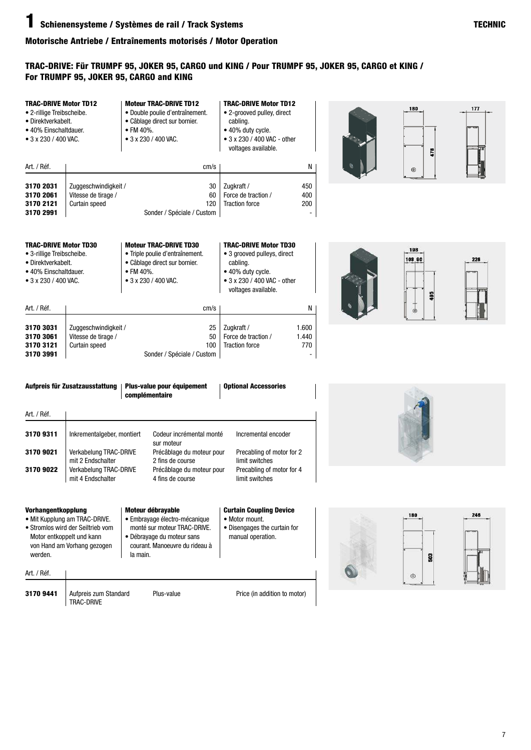# 1 Schienensysteme / Systèmes de rail / Track Systems

## Motorische Antriebe / Entraînements motorisés / Motor Operation

### TRAC-DRIVE: Für TRUMPF 95, JOKER 95, CARGO und KING / Pour TRUMPF 95, JOKER 95, CARGO et KING / For TRUMPF 95, JOKER 95, CARGO and KING

**TRAC-DRIVE Motor TD12**
- 2-rillige Treibscheibe.
- Direktverkabelt.
- 40% Einschaltdauer.
- 3 x 230 / 400 VAC.

**Moteur TRAC-DRIVE TD12**
- Double poulie d'entraînement.
- Câblage direct sur bornier.
- FM 40%.
- 3 x 230 / 400 VAC.

**TRAC-DRIVE Motor TD12**
- 2-grooved pulley, direct cabling.
- 40% duty cycle.
- 3 x 230 / 400 VAC - other voltages available.

| Art. / Réf. | | cm/s | | N |
|---|---|---|---|---|
| 3170 2031 | Zuggeschwindigkeit / | 30 | Zugkraft / | 450 |
| 3170 2061 | Vitesse de tirage / | 60 | Force de traction / | 400 |
| 3170 2121 | Curtain speed | 120 | Traction force | 200 |
| 3170 2991 | | Sonder / Spéciale / Custom | | - |

**TRAC-DRIVE Motor TD30**
- 3-rillige Treibscheibe.
- Direktverkabelt.
- 40% Einschaltdauer.
- 3 x 230 / 400 VAC.

**Moteur TRAC-DRIVE TD30**
- Triple poulie d'entraînement.
- Câblage direct sur bornier.
- FM 40%.
- 3 x 230 / 400 VAC.

**TRAC-DRIVE Motor TD30**
- 3 grooved pulleys, direct cabling.
- 40% duty cycle.
- 3 x 230 / 400 VAC - other voltages available.

| Art. / Réf. | | cm/s | | N |
|---|---|---|---|---|
| 3170 3031 | Zuggeschwindigkeit / | 25 | Zugkraft / | 1.600 |
| 3170 3061 | Vitesse de tirage / | 50 | Force de traction / | 1.440 |
| 3170 3121 | Curtain speed | 100 | Traction force | 770 |
| 3170 3991 | | Sonder / Spéciale / Custom | | - |

**Aufpreis für Zusatzausstattung** | **Plus-value pour équipement complémentaire** | **Optional Accessories**

| Art. / Réf. | | | |
|---|---|---|---|
| 3170 9311 | Inkrementalgeber, montiert | Codeur incrémental monté sur moteur | Incremental encoder |
| 3170 9021 | Verkabelung TRAC-DRIVE mit 2 Endschalter | Précâblage du moteur pour 2 fins de course | Precabling of motor for 2 limit switches |
| 3170 9022 | Verkabelung TRAC-DRIVE mit 4 Endschalter | Précâblage du moteur pour 4 fins de course | Precabling of motor for 4 limit switches |

**Vorhangentkopplung**
- Mit Kupplung am TRAC-DRIVE.
- Stromlos wird der Seiltrieb vom Motor entkoppelt und kann von Hand am Vorhang gezogen werden.

**Moteur débrayable**
- Embrayage électro-mécanique monté sur moteur TRAC-DRIVE.
- Débrayage du moteur sans courant. Manoeuvre du rideau à la main.

**Curtain Coupling Device**
- Motor mount.
- Disengages the curtain for manual operation.

| Art. / Réf. | | | |
|---|---|---|---|
| 3170 9441 | Aufpreis zum Standard TRAC-DRIVE | Plus-value | Price (in addition to motor) |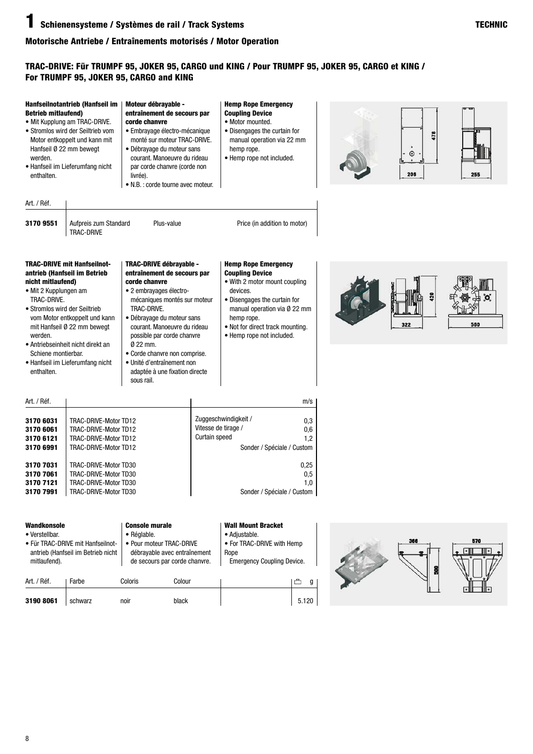# 1 Schienensysteme / Systèmes de rail / Track Systems

## Motorische Antriebe / Entraînements motorisés / Motor Operation

### TRAC-DRIVE: Für TRUMPF 95, JOKER 95, CARGO und KING / Pour TRUMPF 95, JOKER 95, CARGO et KING / For TRUMPF 95, JOKER 95, CARGO and KING

**Hanfseilnotantrieb (Hanfseil im Betrieb mitlaufend)**
- Mit Kupplung am TRAC-DRIVE.
- Stromlos wird der Seiltrieb vom Motor entkoppelt und kann mit Hanfseil Ø 22 mm bewegt werden.
- Hanfseil im Lieferumfang nicht enthalten.

**Moteur débrayable - entraînement de secours par corde chanvre**
- Embrayage électro-mécanique monté sur moteur TRAC-DRIVE.
- Débrayage du moteur sans courant. Manoeuvre du rideau par corde chanvre (corde non livrée).
- N.B. : corde tourne avec moteur.

**Hemp Rope Emergency Coupling Device**
- Motor mounted.
- Disengages the curtain for manual operation via 22 mm hemp rope.
- Hemp rope not included.

| Art. / Réf. | | | |
|---|---|---|---|
| 3170 9551 | Aufpreis zum Standard TRAC-DRIVE | Plus-value | Price (in addition to motor) |

**TRAC-DRIVE mit Hanfseilnotantrieb (Hanfseil im Betrieb nicht mitlaufend)**
- Mit 2 Kupplungen am TRAC-DRIVE.
- Stromlos wird der Seiltrieb vom Motor entkoppelt und kann mit Hanfseil Ø 22 mm bewegt werden.
- Antriebseinheit nicht direkt an Schiene montierbar.
- Hanfseil im Lieferumfang nicht enthalten.

**TRAC-DRIVE débrayable - entraînement de secours par corde chanvre**
- 2 embrayages électro-mécaniques montés sur moteur TRAC-DRIVE.
- Débrayage du moteur sans courant. Manoeuvre du rideau possible par corde chanvre Ø 22 mm.
- Corde chanvre non comprise.
- Unité d'entraînement non adaptée à une fixation directe sous rail.

**Hemp Rope Emergency Coupling Device**
- With 2 motor mount coupling devices.
- Disengages the curtain for manual operation via Ø 22 mm hemp rope.
- Not for direct track mounting.
- Hemp rope not included.

| Art. / Réf. | | | m/s |
|---|---|---|---|
| 3170 6031 | TRAC-DRIVE-Motor TD12 | Zuggeschwindigkeit / Vitesse de tirage / Curtain speed | 0,3 |
| 3170 6061 | TRAC-DRIVE-Motor TD12 | | 0,6 |
| 3170 6121 | TRAC-DRIVE-Motor TD12 | | 1,2 |
| 3170 6991 | TRAC-DRIVE-Motor TD12 | | Sonder / Spéciale / Custom |
| 3170 7031 | TRAC-DRIVE-Motor TD30 | | 0,25 |
| 3170 7061 | TRAC-DRIVE-Motor TD30 | | 0,5 |
| 3170 7121 | TRAC-DRIVE-Motor TD30 | | 1,0 |
| 3170 7991 | TRAC-DRIVE-Motor TD30 | | Sonder / Spéciale / Custom |

**Wandkonsole**
- Verstellbar.
- Für TRAC-DRIVE mit Hanfseilnotantrieb (Hanfseil im Betrieb nicht mitlaufend).

**Console murale**
- Réglable.
- Pour moteur TRAC-DRIVE débrayable avec entraînement de secours par corde chanvre.

**Wall Mount Bracket**
- Adjustable.
- For TRAC-DRIVE with Hemp Rope Emergency Coupling Device.

| Art. / Réf. | Farbe | Coloris | Colour | g |
|---|---|---|---|---|
| 3190 8061 | schwarz | noir | black | 5.120 |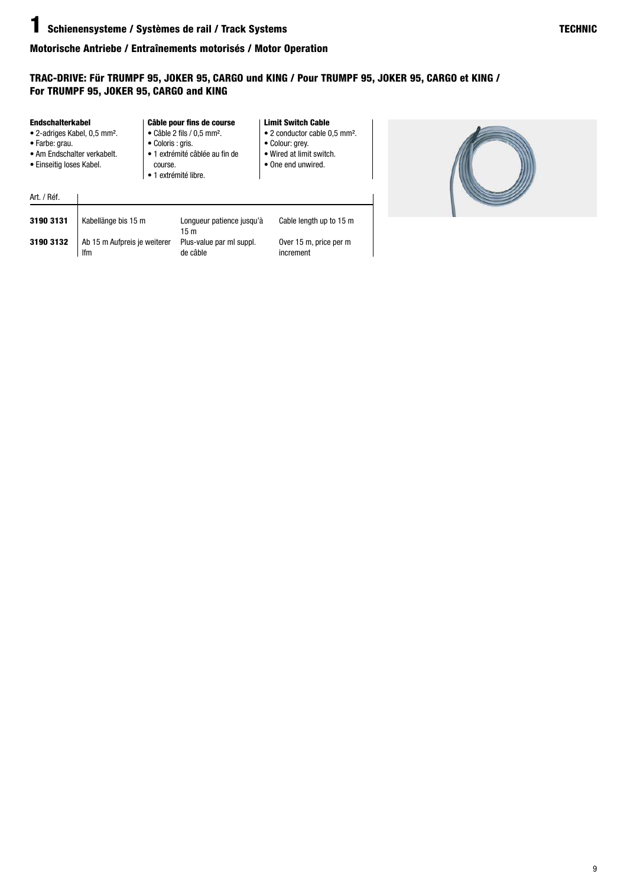# 1 Schienensysteme / Systèmes de rail / Track Systems

## Motorische Antriebe / Entraînements motorisés / Motor Operation

### TRAC-DRIVE: Für TRUMPF 95, JOKER 95, CARGO und KING / Pour TRUMPF 95, JOKER 95, CARGO et KING / For TRUMPF 95, JOKER 95, CARGO and KING

**Endschalterkabel**
- 2-adriges Kabel, 0,5 mm².
- Farbe: grau.
- Am Endschalter verkabelt.
- Einseitig loses Kabel.

**Câble pour fins de course**
- Câble 2 fils / 0,5 mm².
- Coloris : gris.
- 1 extrémité câblée au fin de course.
- 1 extrémité libre.

**Limit Switch Cable**
- 2 conductor cable 0,5 mm².
- Colour: grey.
- Wired at limit switch.
- One end unwired.

| Art. / Réf. | | | |
|---|---|---|---|
| **3190 3131** | Kabellänge bis 15 m | Longueur patience jusqu'à 15 m | Cable length up to 15 m |
| **3190 3132** | Ab 15 m Aufpreis je weiterer lfm | Plus-value par ml suppl. de câble | Over 15 m, price per m increment |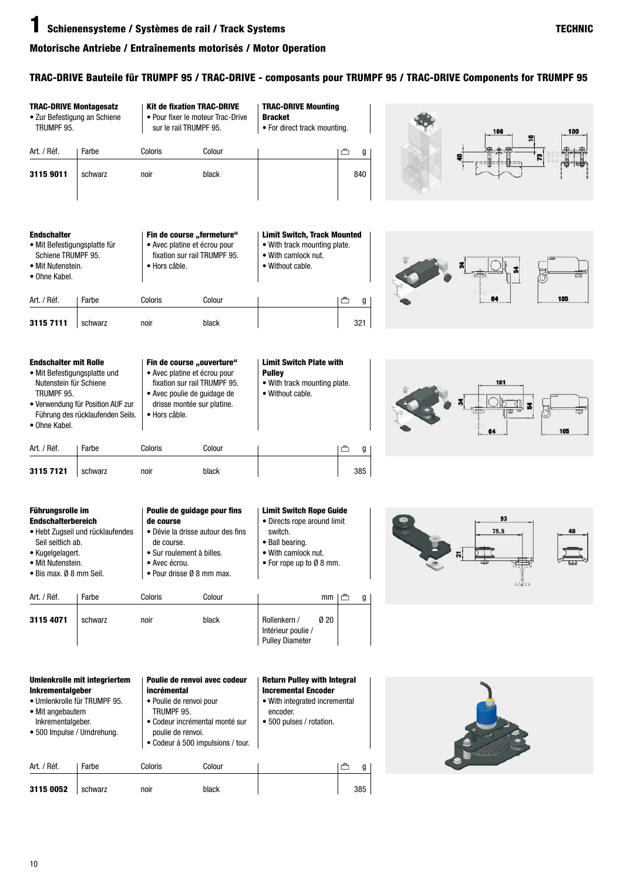# 1 Schienensysteme / Systèmes de rail / Track Systems

## Motorische Antriebe / Entraînements motorisés / Motor Operation

### TRAC-DRIVE Bauteile für TRUMPF 95 / TRAC-DRIVE - composants pour TRUMPF 95 / TRAC-DRIVE Components for TRUMPF 95

**TRAC-DRIVE Montagesatz**
- Zur Befestigung an Schiene TRUMPF 95.

**Kit de fixation TRAC-DRIVE**
- Pour fixer le moteur Trac-Drive sur le rail TRUMPF 95.

**TRAC-DRIVE Mounting Bracket**
- For direct track mounting.

| Art. / Réf. | Farbe | Coloris | Colour | g |
|---|---|---|---|---|
| **3115 9011** | schwarz | noir | black | 840 |

**Endschalter**
- Mit Befestigungsplatte für Schiene TRUMPF 95.
- Mit Nutenstein.
- Ohne Kabel.

**Fin de course „fermeture“**
- Avec platine et écrou pour fixation sur rail TRUMPF 95.
- Hors câble.

**Limit Switch, Track Mounted**
- With track mounting plate.
- With camlock nut.
- Without cable.

| Art. / Réf. | Farbe | Coloris | Colour | g |
|---|---|---|---|---|
| **3115 7111** | schwarz | noir | black | 321 |

**Endschalter mit Rolle**
- Mit Befestigungsplatte und Nutenstein für Schiene TRUMPF 95.
- Verwendung für Position AUF zur Führung des rücklaufenden Seils.
- Ohne Kabel.

**Fin de course „ouverture“**
- Avec platine et écrou pour fixation sur rail TRUMPF 95.
- Avec poulie de guidage de drisse montée sur platine.
- Hors câble.

**Limit Switch Plate with Pulley**
- With track mounting plate.
- Without cable.

| Art. / Réf. | Farbe | Coloris | Colour | g |
|---|---|---|---|---|
| **3115 7121** | schwarz | noir | black | 385 |

**Führungsrolle im Endschalterbereich**
- Hebt Zugseil und rücklaufendes Seil seitlich ab.
- Kugelgelagert.
- Mit Nutenstein.
- Bis max. Ø 8 mm Seil.

**Poulie de guidage pour fins de course**
- Dévie la drisse autour des fins de course.
- Sur roulement à billes.
- Avec écrou.
- Pour drisse Ø 8 mm max.

**Limit Switch Rope Guide**
- Directs rope around limit switch.
- Ball bearing.
- With camlock nut.
- For rope up to Ø 8 mm.

| Art. / Réf. | Farbe | Coloris | Colour | | mm | g |
|---|---|---|---|---|---|---|
| **3115 4071** | schwarz | noir | black | Rollenkern / Intérieur poulie / Pulley Diameter | Ø 20 | |

**Umlenkrolle mit integriertem Inkrementalgeber**
- Umlenkrolle für TRUMPF 95.
- Mit angebautem Inkrementalgeber.
- 500 Impulse / Umdrehung.

**Poulie de renvoi avec codeur incrémental**
- Poulie de renvoi pour TRUMPF 95.
- Codeur incrémental monté sur poulie de renvoi.
- Codeur à 500 impulsions / tour.

**Return Pulley with Integral Incremental Encoder**
- With integrated incremental encoder.
- 500 pulses / rotation.

| Art. / Réf. | Farbe | Coloris | Colour | g |
|---|---|---|---|---|
| **3115 0052** | schwarz | noir | black | 385 |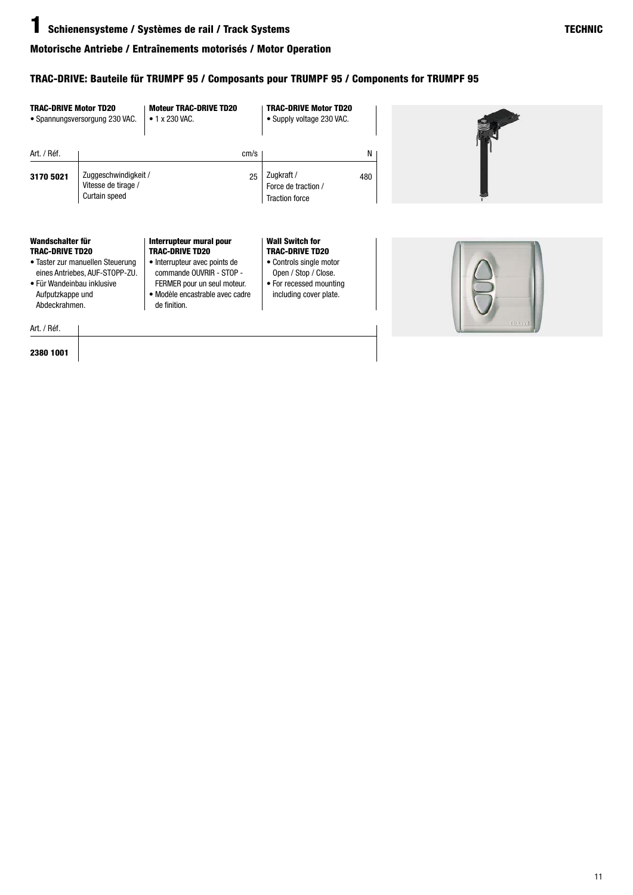# 1 Schienensysteme / Systèmes de rail / Track Systems

## Motorische Antriebe / Entraînements motorisés / Motor Operation

### TRAC-DRIVE: Bauteile für TRUMPF 95 / Composants pour TRUMPF 95 / Components for TRUMPF 95

**TRAC-DRIVE Motor TD20**
- Spannungsversorgung 230 VAC.

**Moteur TRAC-DRIVE TD20**
- 1 x 230 VAC.

**TRAC-DRIVE Motor TD20**
- Supply voltage 230 VAC.

| Art. / Réf. | | cm/s | | N |
|---|---|---|---|---|
| **3170 5021** | Zuggeschwindigkeit / Vitesse de tirage / Curtain speed | 25 | Zugkraft / Force de traction / Traction force | 480 |

**Wandschalter für TRAC-DRIVE TD20**
- Taster zur manuellen Steuerung eines Antriebes, AUF-STOPP-ZU.
- Für Wandeinbau inklusive Aufputzkappe und Abdeckrahmen.

**Interrupteur mural pour TRAC-DRIVE TD20**
- Interrupteur avec points de commande OUVRIR - STOP - FERMER pour un seul moteur.
- Modèle encastrable avec cadre de finition.

**Wall Switch for TRAC-DRIVE TD20**
- Controls single motor Open / Stop / Close.
- For recessed mounting including cover plate.

| Art. / Réf. | |
|---|---|
| **2380 1001** | |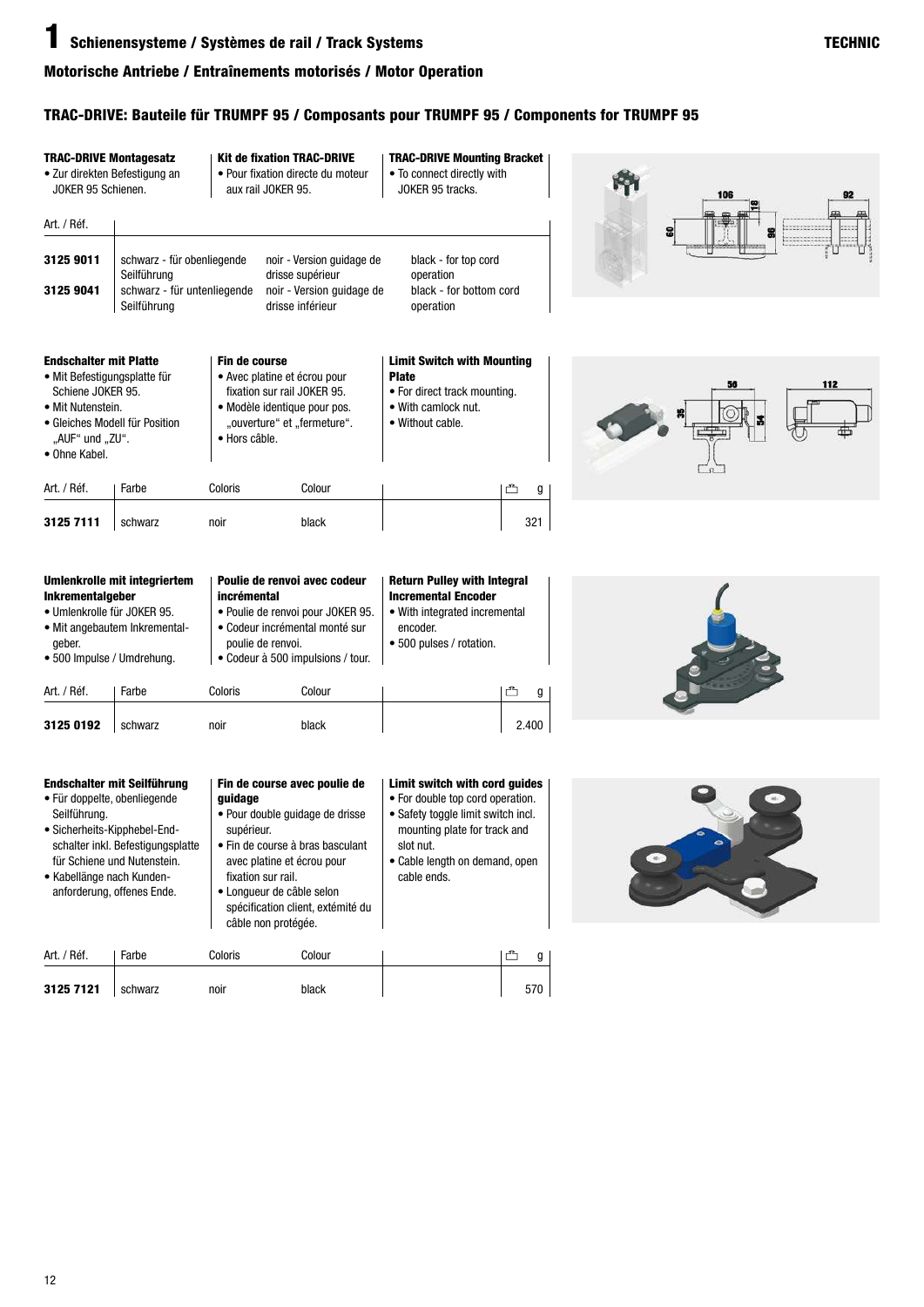# 1 Schienensysteme / Systèmes de rail / Track Systems

## Motorische Antriebe / Entraînements motorisés / Motor Operation

### TRAC-DRIVE: Bauteile für TRUMPF 95 / Composants pour TRUMPF 95 / Components for TRUMPF 95

**TRAC-DRIVE Montagesatz**
- Zur direkten Befestigung an JOKER 95 Schienen.

**Kit de fixation TRAC-DRIVE**
- Pour fixation directe du moteur aux rail JOKER 95.

**TRAC-DRIVE Mounting Bracket**
- To connect directly with JOKER 95 tracks.

| Art. / Réf. | | | |
|---|---|---|---|
| **3125 9011** | schwarz - für obenliegende Seilführung | noir - Version guidage de drisse supérieur | black - for top cord operation |
| **3125 9041** | schwarz - für untenliegende Seilführung | noir - Version guidage de drisse inférieur | black - for bottom cord operation |

**Endschalter mit Platte**
- Mit Befestigungsplatte für Schiene JOKER 95.
- Mit Nutenstein.
- Gleiches Modell für Position „AUF" und „ZU".
- Ohne Kabel.

**Fin de course**
- Avec platine et écrou pour fixation sur rail JOKER 95.
- Modèle identique pour pos. „ouverture" et „fermeture".
- Hors câble.

**Limit Switch with Mounting Plate**
- For direct track mounting.
- With camlock nut.
- Without cable.

| Art. / Réf. | Farbe | Coloris | Colour | | g |
|---|---|---|---|---|---|
| **3125 7111** | schwarz | noir | black | | 321 |

**Umlenkrolle mit integriertem Inkrementalgeber**
- Umlenkrolle für JOKER 95.
- Mit angebautem Inkremental-geber.
- 500 Impulse / Umdrehung.

**Poulie de renvoi avec codeur incrémental**
- Poulie de renvoi pour JOKER 95.
- Codeur incrémental monté sur poulie de renvoi.
- Codeur à 500 impulsions / tour.

**Return Pulley with Integral Incremental Encoder**
- With integrated incremental encoder.
- 500 pulses / rotation.

| Art. / Réf. | Farbe | Coloris | Colour | | g |
|---|---|---|---|---|---|
| **3125 0192** | schwarz | noir | black | | 2.400 |

**Endschalter mit Seilführung**
- Für doppelte, obenliegende Seilführung.
- Sicherheits-Kipphebel-End-schalter inkl. Befestigungsplatte für Schiene und Nutenstein.
- Kabellänge nach Kunden-anforderung, offenes Ende.

**Fin de course avec poulie de guidage**
- Pour double guidage de drisse supérieur.
- Fin de course à bras basculant avec platine et écrou pour fixation sur rail.
- Longueur de câble selon spécification client, extémité du câble non protégée.

**Limit switch with cord guides**
- For double top cord operation.
- Safety toggle limit switch incl. mounting plate for track and slot nut.
- Cable length on demand, open cable ends.

| Art. / Réf. | Farbe | Coloris | Colour | | g |
|---|---|---|---|---|---|
| **3125 7121** | schwarz | noir | black | | 570 |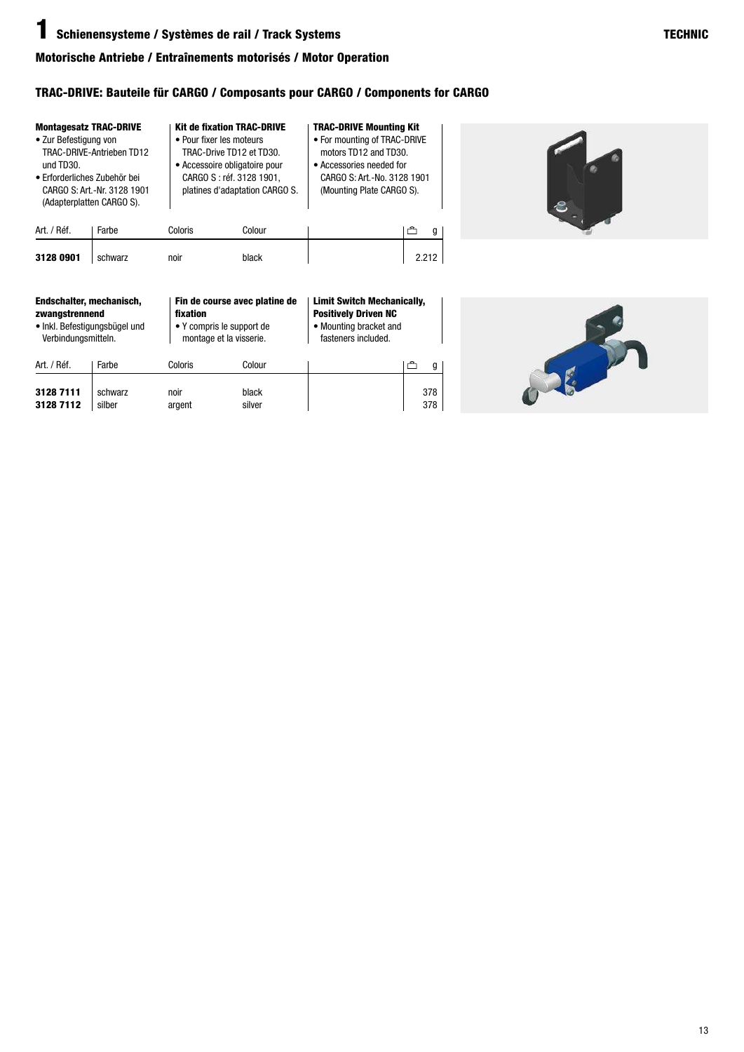# 1 Schienensysteme / Systèmes de rail / Track Systems

## Motorische Antriebe / Entraînements motorisés / Motor Operation

### TRAC-DRIVE: Bauteile für CARGO / Composants pour CARGO / Components for CARGO

**Montagesatz TRAC-DRIVE**
- Zur Befestigung von TRAC-DRIVE-Antrieben TD12 und TD30.
- Erforderliches Zubehör bei CARGO S: Art.-Nr. 3128 1901 (Adapterplatten CARGO S).

**Kit de fixation TRAC-DRIVE**
- Pour fixer les moteurs TRAC-Drive TD12 et TD30.
- Accessoire obligatoire pour CARGO S : réf. 3128 1901, platines d'adaptation CARGO S.

**TRAC-DRIVE Mounting Kit**
- For mounting of TRAC-DRIVE motors TD12 and TD30.
- Accessories needed for CARGO S: Art.-No. 3128 1901 (Mounting Plate CARGO S).

| Art. / Réf. | Farbe | Coloris | Colour | | g |
|---|---|---|---|---|---|
| **3128 0901** | schwarz | noir | black | | 2.212 |

**Endschalter, mechanisch, zwangstrennend**
- Inkl. Befestigungsbügel und Verbindungsmitteln.

**Fin de course avec platine de fixation**
- Y compris le support de montage et la visserie.

**Limit Switch Mechanically, Positively Driven NC**
- Mounting bracket and fasteners included.

| Art. / Réf. | Farbe | Coloris | Colour | | g |
|---|---|---|---|---|---|
| **3128 7111** | schwarz | noir | black | | 378 |
| **3128 7112** | silber | argent | silver | | 378 |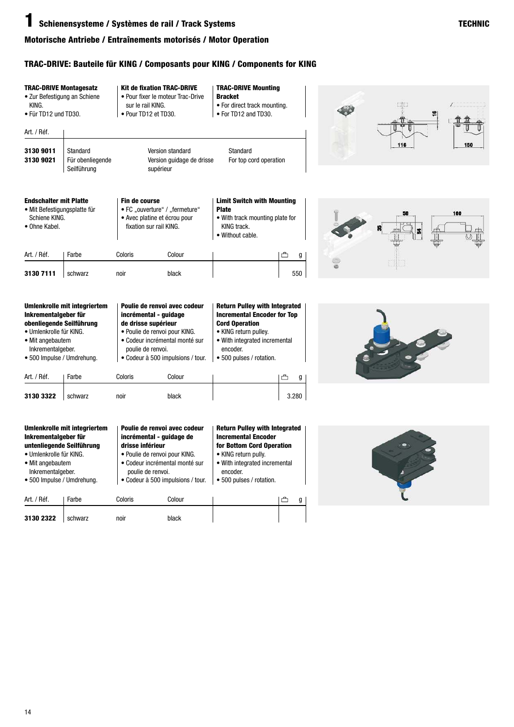# 1 Schienensysteme / Systèmes de rail / Track Systems

## Motorische Antriebe / Entraînements motorisés / Motor Operation

### TRAC-DRIVE: Bauteile für KING / Composants pour KING / Components for KING

**TRAC-DRIVE Montagesatz**
- Zur Befestigung an Schiene KING.
- Für TD12 und TD30.

**Kit de fixation TRAC-DRIVE**
- Pour fixer le moteur Trac-Drive sur le rail KING.
- Pour TD12 et TD30.

**TRAC-DRIVE Mounting Bracket**
- For direct track mounting.
- For TD12 and TD30.

| Art. / Réf. | | | |
|---|---|---|---|
| 3130 9011 | Standard | Version standard | Standard |
| 3130 9021 | Für obenliegende Seilführung | Version guidage de drisse supérieur | For top cord operation |

**Endschalter mit Platte**
- Mit Befestigungsplatte für Schiene KING.
- Ohne Kabel.

**Fin de course**
- FC „ouverture“ / „fermeture“
- Avec platine et écrou pour fixation sur rail KING.

**Limit Switch with Mounting Plate**
- With track mounting plate for KING track.
- Without cable.

| Art. / Réf. | Farbe | Coloris | Colour | g |
|---|---|---|---|---|
| 3130 7111 | schwarz | noir | black | 550 |

**Umlenkrolle mit integriertem Inkrementalgeber für obenliegende Seilführung**
- Umlenkrolle für KING.
- Mit angebautem Inkrementalgeber.
- 500 Impulse / Umdrehung.

**Poulie de renvoi avec codeur incrémental - guidage de drisse supérieur**
- Poulie de renvoi pour KING.
- Codeur incrémental monté sur poulie de renvoi.
- Codeur à 500 impulsions / tour.

**Return Pulley with Integrated Incremental Encoder for Top Cord Operation**
- KING return pulley.
- With integrated incremental encoder.
- 500 pulses / rotation.

| Art. / Réf. | Farbe | Coloris | Colour | g |
|---|---|---|---|---|
| 3130 3322 | schwarz | noir | black | 3.280 |

**Umlenkrolle mit integriertem Inkrementalgeber für untenliegende Seilführung**
- Umlenkrolle für KING.
- Mit angebautem Inkrementalgeber.
- 500 Impulse / Umdrehung.

**Poulie de renvoi avec codeur incrémental - guidage de drisse inférieur**
- Poulie de renvoi pour KING.
- Codeur incrémental monté sur poulie de renvoi.
- Codeur à 500 impulsions / tour.

**Return Pulley with Integrated Incremental Encoder for Bottom Cord Operation**
- KING return pully.
- With integrated incremental encoder.
- 500 pulses / rotation.

| Art. / Réf. | Farbe | Coloris | Colour | g |
|---|---|---|---|---|
| 3130 2322 | schwarz | noir | black | |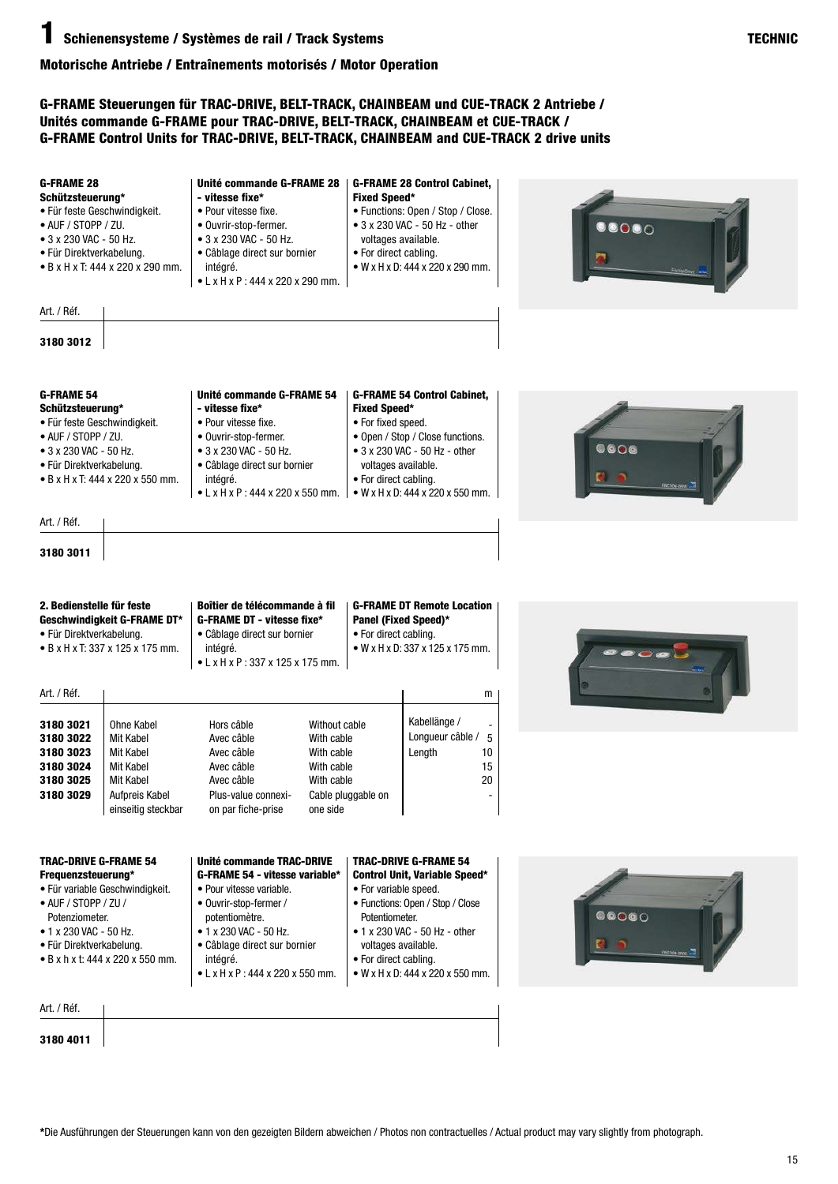# 1 Schienensysteme / Systèmes de rail / Track Systems

## Motorische Antriebe / Entraînements motorisés / Motor Operation

### G-FRAME Steuerungen für TRAC-DRIVE, BELT-TRACK, CHAINBEAM und CUE-TRACK 2 Antriebe / Unités commande G-FRAME pour TRAC-DRIVE, BELT-TRACK, CHAINBEAM et CUE-TRACK / G-FRAME Control Units for TRAC-DRIVE, BELT-TRACK, CHAINBEAM and CUE-TRACK 2 drive units

**G-FRAME 28 Schützsteuerung***
- Für feste Geschwindigkeit.
- AUF / STOPP / ZU.
- 3 x 230 VAC - 50 Hz.
- Für Direktverkabelung.
- B x H x T: 444 x 220 x 290 mm.

**Unité commande G-FRAME 28 - vitesse fixe***
- Pour vitesse fixe.
- Ouvrir-stop-fermer.
- 3 x 230 VAC - 50 Hz.
- Câblage direct sur bornier intégré.
- L x H x P : 444 x 220 x 290 mm.

**G-FRAME 28 Control Cabinet, Fixed Speed***
- Functions: Open / Stop / Close.
- 3 x 230 VAC - 50 Hz - other voltages available.
- For direct cabling.
- W x H x D: 444 x 220 x 290 mm.

| Art. / Réf. |
|---|
| 3180 3012 |

**G-FRAME 54 Schützsteuerung***
- Für feste Geschwindigkeit.
- AUF / STOPP / ZU.
- 3 x 230 VAC - 50 Hz.
- Für Direktverkabelung.
- B x H x T: 444 x 220 x 550 mm.

**Unité commande G-FRAME 54 - vitesse fixe***
- Pour vitesse fixe.
- Ouvrir-stop-fermer.
- 3 x 230 VAC - 50 Hz.
- Câblage direct sur bornier intégré.
- L x H x P : 444 x 220 x 550 mm.

**G-FRAME 54 Control Cabinet, Fixed Speed***
- For fixed speed.
- Open / Stop / Close functions.
- 3 x 230 VAC - 50 Hz - other voltages available.
- For direct cabling.
- W x H x D: 444 x 220 x 550 mm.

| Art. / Réf. |
|---|
| 3180 3011 |

**2. Bedienstelle für feste Geschwindigkeit G-FRAME DT***
- Für Direktverkabelung.
- B x H x T: 337 x 125 x 175 mm.

**Boîtier de télécommande à fil G-FRAME DT - vitesse fixe***
- Câblage direct sur bornier intégré.
- L x H x P : 337 x 125 x 175 mm.

**G-FRAME DT Remote Location Panel (Fixed Speed)***
- For direct cabling.
- W x H x D: 337 x 125 x 175 mm.

| Art. / Réf. | | | | Kabellänge / Longueur câble / Length | m |
|---|---|---|---|---|---|
| 3180 3021 | Ohne Kabel | Hors câble | Without cable | | - |
| 3180 3022 | Mit Kabel | Avec câble | With cable | | 5 |
| 3180 3023 | Mit Kabel | Avec câble | With cable | | 10 |
| 3180 3024 | Mit Kabel | Avec câble | With cable | | 15 |
| 3180 3025 | Mit Kabel | Avec câble | With cable | | 20 |
| 3180 3029 | Aufpreis Kabel einseitig steckbar | Plus-value connexion par fiche-prise | Cable pluggable on one side | | - |

**TRAC-DRIVE G-FRAME 54 Frequenzsteuerung***
- Für variable Geschwindigkeit.
- AUF / STOPP / ZU / Potenziometer.
- 1 x 230 VAC - 50 Hz.
- Für Direktverkabelung.
- B x h x t: 444 x 220 x 550 mm.

**Unité commande TRAC-DRIVE G-FRAME 54 - vitesse variable***
- Pour vitesse variable.
- Ouvrir-stop-fermer / potentiomètre.
- 1 x 230 VAC - 50 Hz.
- Câblage direct sur bornier intégré.
- L x H x P : 444 x 220 x 550 mm.

**TRAC-DRIVE G-FRAME 54 Control Unit, Variable Speed***
- For variable speed.
- Functions: Open / Stop / Close Potentiometer.
- 1 x 230 VAC - 50 Hz - other voltages available.
- For direct cabling.
- W x H x D: 444 x 220 x 550 mm.

| Art. / Réf. |
|---|
| 3180 4011 |

*Die Ausführungen der Steuerungen kann von den gezeigten Bildern abweichen / Photos non contractuelles / Actual product may vary slightly from photograph.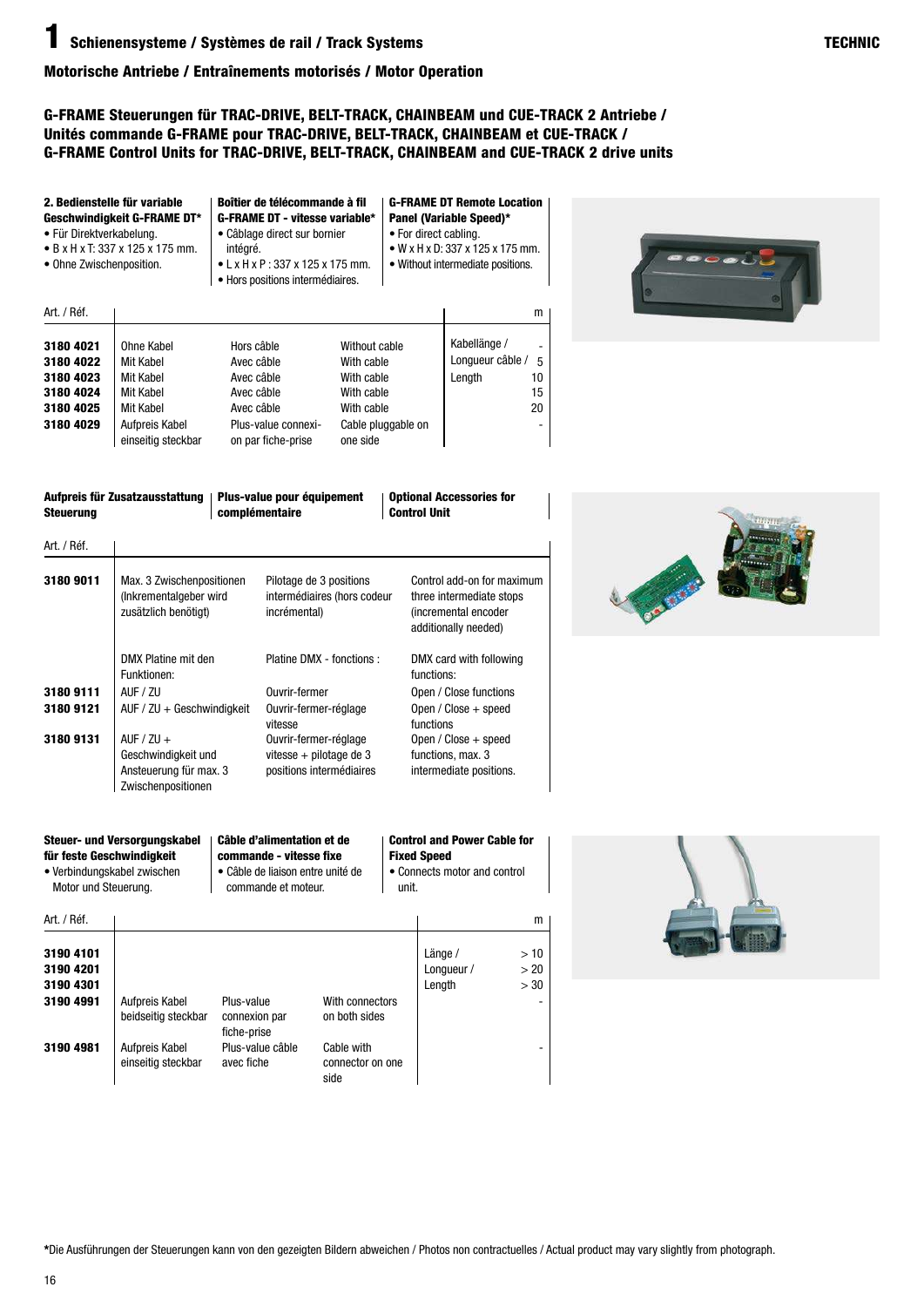# 1 Schienensysteme / Systèmes de rail / Track Systems

## Motorische Antriebe / Entraînements motorisés / Motor Operation

### G-FRAME Steuerungen für TRAC-DRIVE, BELT-TRACK, CHAINBEAM und CUE-TRACK 2 Antriebe / Unités commande G-FRAME pour TRAC-DRIVE, BELT-TRACK, CHAINBEAM et CUE-TRACK / G-FRAME Control Units for TRAC-DRIVE, BELT-TRACK, CHAINBEAM and CUE-TRACK 2 drive units

**2. Bedienstelle für variable Geschwindigkeit G-FRAME DT***
- Für Direktverkabelung.
- B x H x T: 337 x 125 x 175 mm.
- Ohne Zwischenposition.

**Boîtier de télécommande à fil G-FRAME DT - vitesse variable***
- Câblage direct sur bornier intégré.
- L x H x P : 337 x 125 x 175 mm.
- Hors positions intermédiaires.

**G-FRAME DT Remote Location Panel (Variable Speed)***
- For direct cabling.
- W x H x D: 337 x 125 x 175 mm.
- Without intermediate positions.

| Art. / Réf. | | | | | m |
|---|---|---|---|---|---|
| 3180 4021 | Ohne Kabel | Hors câble | Without cable | Kabellänge / Longueur câble / Length | - |
| 3180 4022 | Mit Kabel | Avec câble | With cable | | 5 |
| 3180 4023 | Mit Kabel | Avec câble | With cable | | 10 |
| 3180 4024 | Mit Kabel | Avec câble | With cable | | 15 |
| 3180 4025 | Mit Kabel | Avec câble | With cable | | 20 |
| 3180 4029 | Aufpreis Kabel einseitig steckbar | Plus-value connexion par fiche-prise | Cable pluggable on one side | | - |

**Aufpreis für Zusatzausstattung Steuerung** | **Plus-value pour équipement complémentaire** | **Optional Accessories for Control Unit**

| Art. / Réf. | | | |
|---|---|---|---|
| 3180 9011 | Max. 3 Zwischenpositionen (Inkrementalgeber wird zusätzlich benötigt) | Pilotage de 3 positions intermédiaires (hors codeur incrémental) | Control add-on for maximum three intermediate stops (incremental encoder additionally needed) |
| | DMX Platine mit den Funktionen: | Platine DMX - fonctions : | DMX card with following functions: |
| 3180 9111 | AUF / ZU | Ouvrir-fermer | Open / Close functions |
| 3180 9121 | AUF / ZU + Geschwindigkeit | Ouvrir-fermer-réglage vitesse | Open / Close + speed functions |
| 3180 9131 | AUF / ZU + Geschwindigkeit und Ansteuerung für max. 3 Zwischenpositionen | Ouvrir-fermer-réglage vitesse + pilotage de 3 positions intermédiaires | Open / Close + speed functions, max. 3 intermediate positions. |

**Steuer- und Versorgungskabel für feste Geschwindigkeit**
- Verbindungskabel zwischen Motor und Steuerung.

**Câble d'alimentation et de commande - vitesse fixe**
- Câble de liaison entre unité de commande et moteur.

**Control and Power Cable for Fixed Speed**
- Connects motor and control unit.

| Art. / Réf. | | | | | m |
|---|---|---|---|---|---|
| 3190 4101 | | | | Länge / Longueur / Length | > 10 |
| 3190 4201 | | | | | > 20 |
| 3190 4301 | | | | | > 30 |
| 3190 4991 | Aufpreis Kabel beidseitig steckbar | Plus-value connexion par fiche-prise | With connectors on both sides | | - |
| 3190 4981 | Aufpreis Kabel einseitig steckbar | Plus-value câble avec fiche | Cable with connector on one side | | - |

*Die Ausführungen der Steuerungen kann von den gezeigten Bildern abweichen / Photos non contractuelles / Actual product may vary slightly from photograph.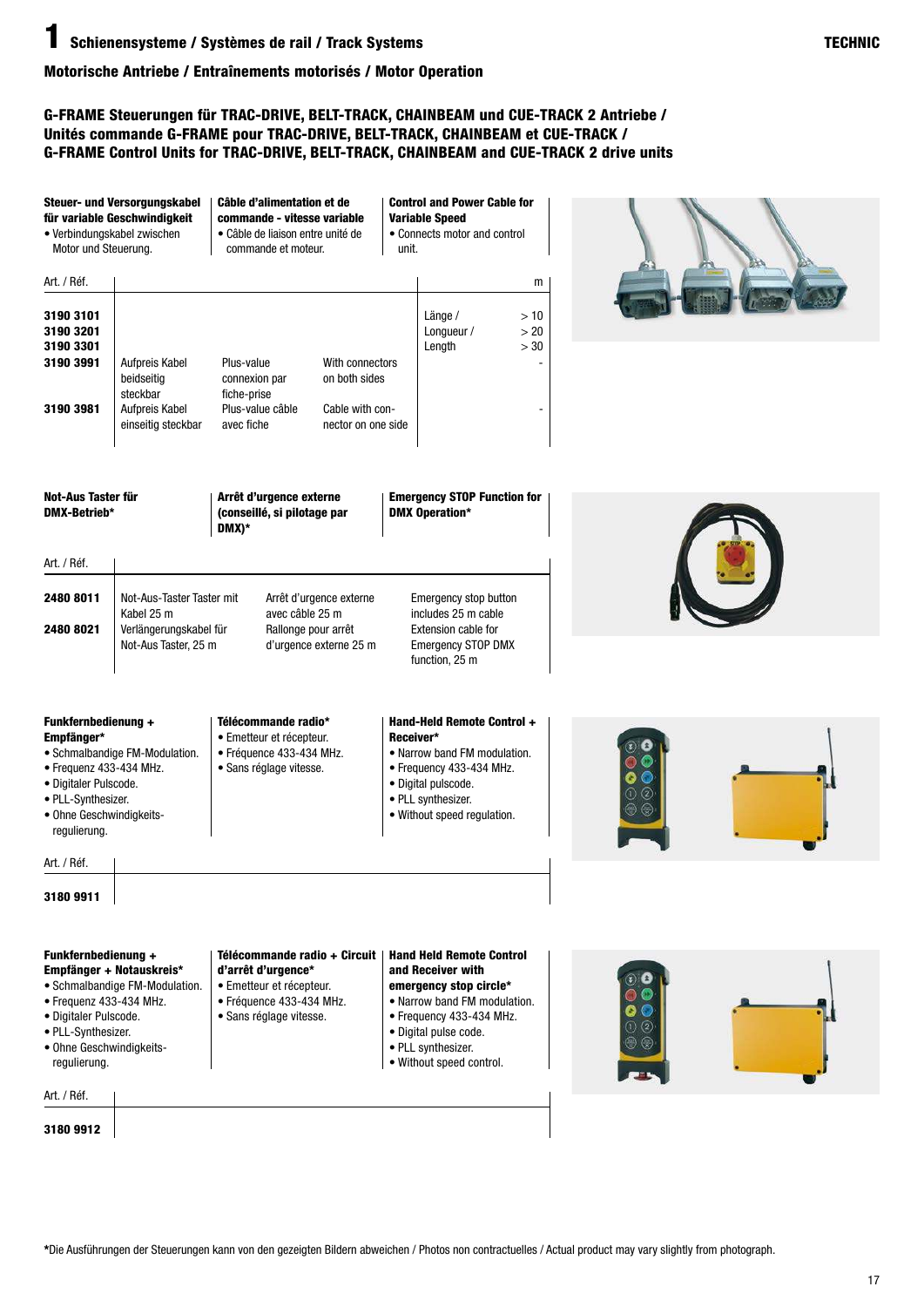# 1 Schienensysteme / Systèmes de rail / Track Systems

## Motorische Antriebe / Entraînements motorisés / Motor Operation

### G-FRAME Steuerungen für TRAC-DRIVE, BELT-TRACK, CHAINBEAM und CUE-TRACK 2 Antriebe / Unités commande G-FRAME pour TRAC-DRIVE, BELT-TRACK, CHAINBEAM et CUE-TRACK / G-FRAME Control Units for TRAC-DRIVE, BELT-TRACK, CHAINBEAM and CUE-TRACK 2 drive units

**Steuer- und Versorgungskabel für variable Geschwindigkeit**
- Verbindungskabel zwischen Motor und Steuerung.

**Câble d'alimentation et de commande - vitesse variable**
- Câble de liaison entre unité de commande et moteur.

**Control and Power Cable for Variable Speed**
- Connects motor and control unit.

| Art. / Réf. | | | | | m |
|---|---|---|---|---|---|
| 3190 3101 | | | | Länge / Longueur / Length | > 10 |
| 3190 3201 | | | | | > 20 |
| 3190 3301 | | | | | > 30 |
| 3190 3991 | Aufpreis Kabel beidseitig steckbar | Plus-value connexion par fiche-prise | With connectors on both sides | | - |
| 3190 3981 | Aufpreis Kabel einseitig steckbar | Plus-value câble avec fiche | Cable with connector on one side | | - |

**Not-Aus Taster für DMX-Betrieb***

**Arrêt d'urgence externe (conseillé, si pilotage par DMX)***

**Emergency STOP Function for DMX Operation***

| Art. / Réf. | | | |
|---|---|---|---|
| 2480 8011 | Not-Aus-Taster Taster mit Kabel 25 m | Arrêt d'urgence externe avec câble 25 m | Emergency stop button includes 25 m cable |
| 2480 8021 | Verlängerungskabel für Not-Aus Taster, 25 m | Rallonge pour arrêt d'urgence externe 25 m | Extension cable for Emergency STOP DMX function, 25 m |

**Funkfernbedienung + Empfänger***
- Schmalbandige FM-Modulation.
- Frequenz 433-434 MHz.
- Digitaler Pulscode.
- PLL-Synthesizer.
- Ohne Geschwindigkeits-regulierung.

**Télécommande radio***
- Emetteur et récepteur.
- Fréquence 433-434 MHz.
- Sans réglage vitesse.

**Hand-Held Remote Control + Receiver***
- Narrow band FM modulation.
- Frequency 433-434 MHz.
- Digital pulscode.
- PLL synthesizer.
- Without speed regulation.

| Art. / Réf. | |
|---|---|
| 3180 9911 | |

**Funkfernbedienung + Empfänger + Notauskreis***
- Schmalbandige FM-Modulation.
- Frequenz 433-434 MHz.
- Digitaler Pulscode.
- PLL-Synthesizer.
- Ohne Geschwindigkeits-regulierung.

**Télécommande radio + Circuit d'arrêt d'urgence***
- Emetteur et récepteur.
- Fréquence 433-434 MHz.
- Sans réglage vitesse.

**Hand Held Remote Control and Receiver with emergency stop circle***
- Narrow band FM modulation.
- Frequency 433-434 MHz.
- Digital pulse code.
- PLL synthesizer.
- Without speed control.

| Art. / Réf. | |
|---|---|
| 3180 9912 | |

*Die Ausführungen der Steuerungen kann von den gezeigten Bildern abweichen / Photos non contractuelles / Actual product may vary slightly from photograph.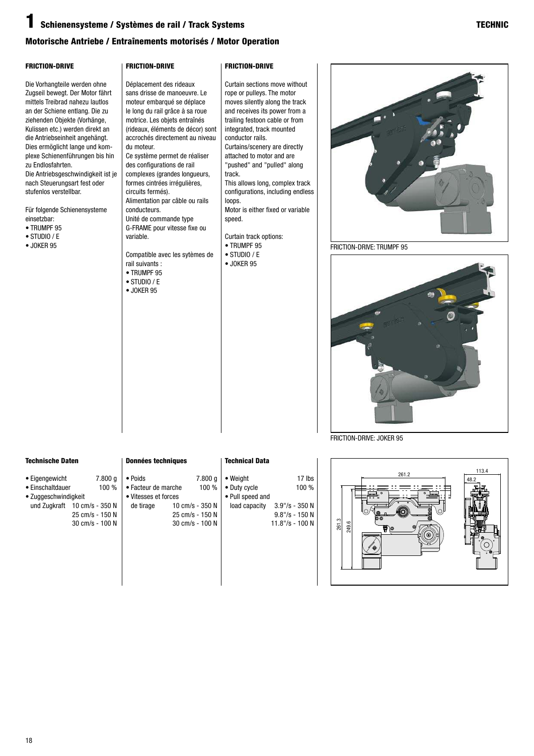# 1 Schienensysteme / Systèmes de rail / Track Systems

## Motorische Antriebe / Entraînements motorisés / Motor Operation

### FRICTION-DRIVE

Die Vorhangteile werden ohne Zugseil bewegt. Der Motor fährt mittels Treibrad nahezu lautlos an der Schiene entlang. Die zu ziehenden Objekte (Vorhänge, Kulissen etc.) werden direkt an die Antriebseinheit angehängt. Dies ermöglicht lange und komplexe Schienenführungen bis hin zu Endlosfahrten.
Die Antriebsgeschwindigkeit ist je nach Steuerungsart fest oder stufenlos verstellbar.

Für folgende Schienensysteme einsetzbar:
- TRUMPF 95
- STUDIO / E
- JOKER 95

### FRICTION-DRIVE

Déplacement des rideaux sans drisse de manoeuvre. Le moteur embarqué se déplace le long du rail grâce à sa roue motrice. Les objets entraînés (rideaux, éléments de décor) sont accrochés directement au niveau du moteur.
Ce système permet de réaliser des configurations de rail complexes (grandes longueurs, formes cintrées irrégulières, circuits fermés).
Alimentation par câble ou rails conducteurs.
Unité de commande type G-FRAME pour vitesse fixe ou variable.

Compatible avec les sytèmes de rail suivants :
- TRUMPF 95
- STUDIO / E
- JOKER 95

### FRICTION-DRIVE

Curtain sections move without rope or pulleys. The motor moves silently along the track and receives its power from a trailing festoon cable or from integrated, track mounted conductor rails.
Curtains/scenery are directly attached to motor and are "pushed" and "pulled" along track.
This allows long, complex track configurations, including endless loops.
Motor is either fixed or variable speed.

Curtain track options:
- TRUMPF 95
- STUDIO / E
- JOKER 95

FRICTION-DRIVE: TRUMPF 95

FRICTION-DRIVE: JOKER 95

### Technische Daten

| | |
|---|---|
| • Eigengewicht | 7.800 g |
| • Einschaltdauer | 100 % |
| • Zuggeschwindigkeit und Zugkraft | 10 cm/s - 350 N |
| | 25 cm/s - 150 N |
| | 30 cm/s - 100 N |

### Données techniques

| | |
|---|---|
| • Poids | 7.800 g |
| • Facteur de marche | 100 % |
| • Vitesses et forces de tirage | 10 cm/s - 350 N |
| | 25 cm/s - 150 N |
| | 30 cm/s - 100 N |

### Technical Data

| | |
|---|---|
| • Weight | 17 lbs |
| • Duty cycle | 100 % |
| • Pull speed and load capacity | 3.9"/s - 350 N |
| | 9.8"/s - 150 N |
| | 11.8"/s - 100 N |

261.2 · 113.4 · 48.2 · 261.3 · 249.6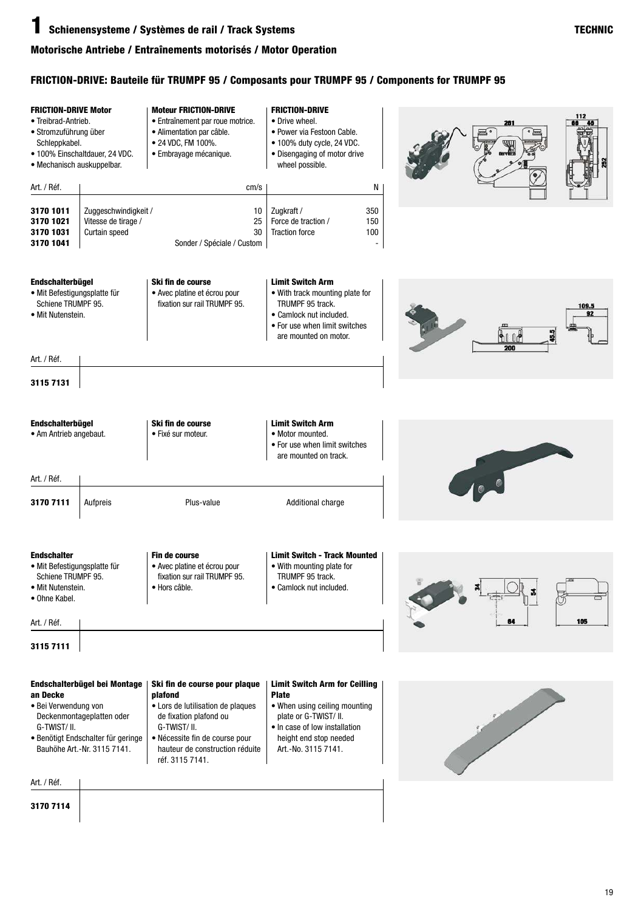# 1 Schienensysteme / Systèmes de rail / Track Systems

## Motorische Antriebe / Entraînements motorisés / Motor Operation

### FRICTION-DRIVE: Bauteile für TRUMPF 95 / Composants pour TRUMPF 95 / Components for TRUMPF 95

**FRICTION-DRIVE Motor**
- Treibrad-Antrieb.
- Stromzuführung über Schleppkabel.
- 100% Einschaltdauer, 24 VDC.
- Mechanisch auskuppelbar.

**Moteur FRICTION-DRIVE**
- Entraînement par roue motrice.
- Alimentation par câble.
- 24 VDC, FM 100%.
- Embrayage mécanique.

**FRICTION-DRIVE**
- Drive wheel.
- Power via Festoon Cable.
- 100% duty cycle, 24 VDC.
- Disengaging of motor drive wheel possible.

| Art. / Réf. | | cm/s | | N |
|---|---|---|---|---|
| 3170 1011 | Zuggeschwindigkeit / | 10 | Zugkraft / | 350 |
| 3170 1021 | Vitesse de tirage / | 25 | Force de traction / | 150 |
| 3170 1031 | Curtain speed | 30 | Traction force | 100 |
| 3170 1041 | | Sonder / Spéciale / Custom | | - |

**Endschalterbügel**
- Mit Befestigungsplatte für Schiene TRUMPF 95.
- Mit Nutenstein.

**Ski fin de course**
- Avec platine et écrou pour fixation sur rail TRUMPF 95.

**Limit Switch Arm**
- With track mounting plate for TRUMPF 95 track.
- Camlock nut included.
- For use when limit switches are mounted on motor.

| Art. / Réf. |
|---|
| 3115 7131 |

**Endschalterbügel**
- Am Antrieb angebaut.

**Ski fin de course**
- Fixé sur moteur.

**Limit Switch Arm**
- Motor mounted.
- For use when limit switches are mounted on track.

| Art. / Réf. | | | |
|---|---|---|---|
| 3170 7111 | Aufpreis | Plus-value | Additional charge |

**Endschalter**
- Mit Befestigungsplatte für Schiene TRUMPF 95.
- Mit Nutenstein.
- Ohne Kabel.

**Fin de course**
- Avec platine et écrou pour fixation sur rail TRUMPF 95.
- Hors câble.

**Limit Switch - Track Mounted**
- With mounting plate for TRUMPF 95 track.
- Camlock nut included.

| Art. / Réf. |
|---|
| 3115 7111 |

**Endschalterbügel bei Montage an Decke**
- Bei Verwendung von Deckenmontageplatten oder G-TWIST/ II.
- Benötigt Endschalter für geringe Bauhöhe Art.-Nr. 3115 7141.

**Ski fin de course pour plaque plafond**
- Lors de lutilisation de plaques de fixation plafond ou G-TWIST/ II.
- Nécessite fin de course pour hauteur de construction réduite réf. 3115 7141.

**Limit Switch Arm for Ceilling Plate**
- When using ceiling mounting plate or G-TWIST/ II.
- In case of low installation height end stop needed Art.-No. 3115 7141.

| Art. / Réf. |
|---|
| 3170 7114 |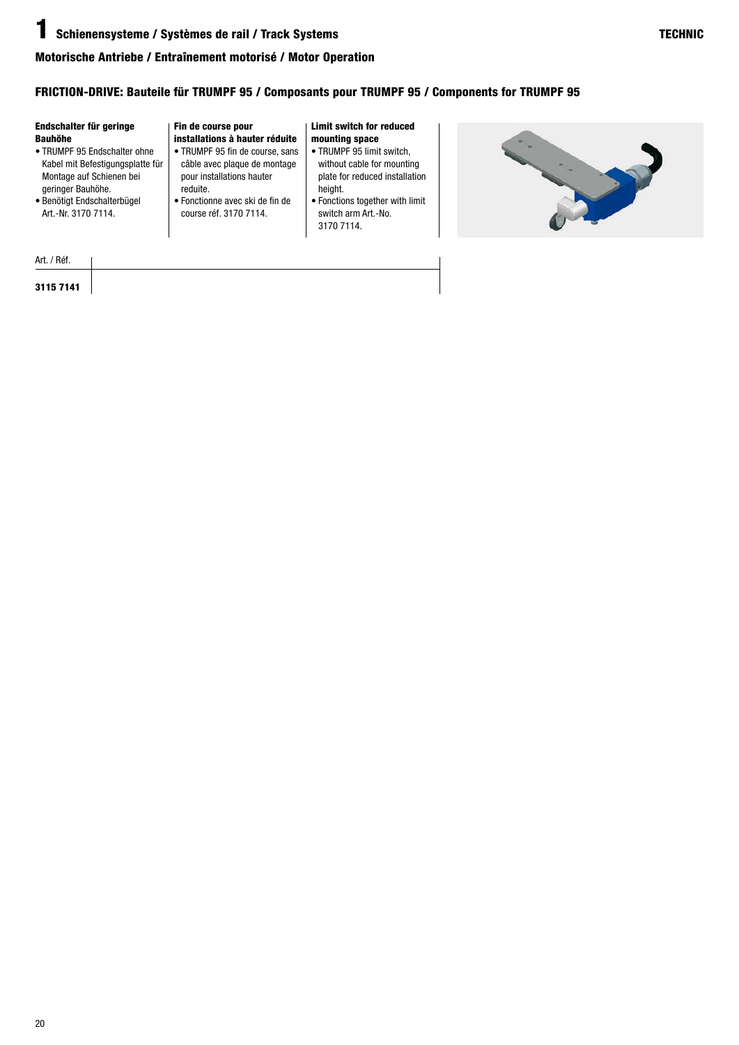# 1 Schienensysteme / Systèmes de rail / Track Systems

## Motorische Antriebe / Entraînement motorisé / Motor Operation

### FRICTION-DRIVE: Bauteile für TRUMPF 95 / Composants pour TRUMPF 95 / Components for TRUMPF 95

**Endschalter für geringe Bauhöhe**
- TRUMPF 95 Endschalter ohne Kabel mit Befestigungsplatte für Montage auf Schienen bei geringer Bauhöhe.
- Benötigt Endschalterbügel Art.-Nr. 3170 7114.

**Fin de course pour installations à hauter réduite**
- TRUMPF 95 fin de course, sans câble avec plaque de montage pour installations hauter reduite.
- Fonctionne avec ski de fin de course réf. 3170 7114.

**Limit switch for reduced mounting space**
- TRUMPF 95 limit switch, without cable for mounting plate for reduced installation height.
- Fonctions together with limit switch arm Art.-No. 3170 7114.

| Art. / Réf. | |
|---|---|
| **3115 7141** | |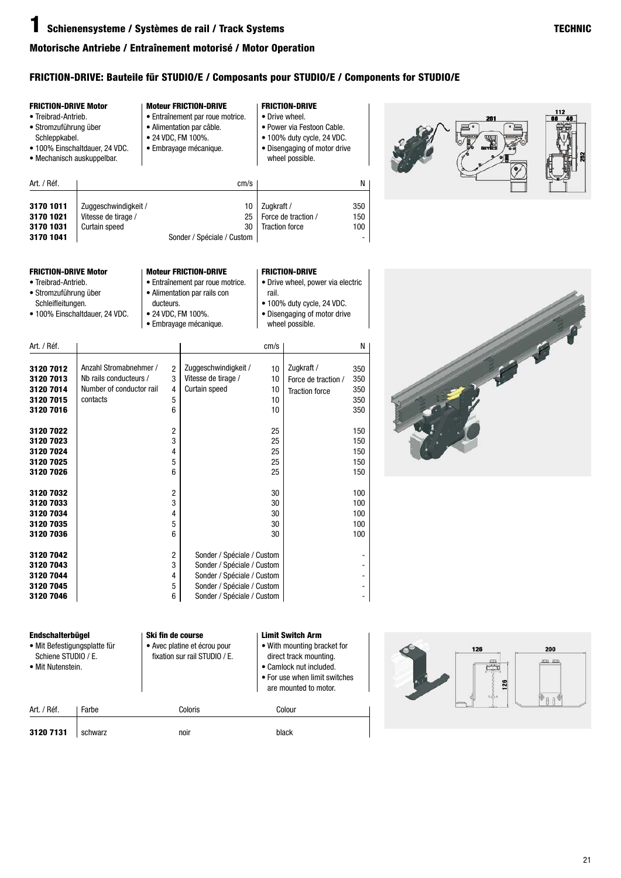# 1 Schienensysteme / Systèmes de rail / Track Systems

TECHNIC

## Motorische Antriebe / Entraînement motorisé / Motor Operation

### FRICTION-DRIVE: Bauteile für STUDIO/E / Composants pour STUDIO/E / Components for STUDIO/E

**FRICTION-DRIVE Motor**
- Treibrad-Antrieb.
- Stromzuführung über Schleppkabel.
- 100% Einschaltdauer, 24 VDC.
- Mechanisch auskuppelbar.

**Moteur FRICTION-DRIVE**
- Entraînement par roue motrice.
- Alimentation par câble.
- 24 VDC, FM 100%.
- Embrayage mécanique.

**FRICTION-DRIVE**
- Drive wheel.
- Power via Festoon Cable.
- 100% duty cycle, 24 VDC.
- Disengaging of motor drive wheel possible.

| Art. / Réf. | | cm/s | | N |
|---|---|---|---|---|
| 3170 1011 | Zuggeschwindigkeit / | 10 | Zugkraft / | 350 |
| 3170 1021 | Vitesse de tirage / | 25 | Force de traction / | 150 |
| 3170 1031 | Curtain speed | 30 | Traction force | 100 |
| 3170 1041 | | Sonder / Spéciale / Custom | | - |

**FRICTION-DRIVE Motor**
- Treibrad-Antrieb.
- Stromzuführung über Schleifleitungen.
- 100% Einschaltdauer, 24 VDC.

**Moteur FRICTION-DRIVE**
- Entraînement par roue motrice.
- Alimentation par rails con ducteurs.
- 24 VDC, FM 100%.
- Embrayage mécanique.

**FRICTION-DRIVE**
- Drive wheel, power via electric rail.
- 100% duty cycle, 24 VDC.
- Disengaging of motor drive wheel possible.

| Art. / Réf. | | | | cm/s | | N |
|---|---|---|---|---|---|---|
| 3120 7012 | Anzahl Stromabnehmer / | 2 | Zuggeschwindigkeit / | 10 | Zugkraft / | 350 |
| 3120 7013 | Nb rails conducteurs / | 3 | Vitesse de tirage / | 10 | Force de traction / | 350 |
| 3120 7014 | Number of conductor rail | 4 | Curtain speed | 10 | Traction force | 350 |
| 3120 7015 | contacts | 5 | | 10 | | 350 |
| 3120 7016 | | 6 | | 10 | | 350 |
| 3120 7022 | | 2 | | 25 | | 150 |
| 3120 7023 | | 3 | | 25 | | 150 |
| 3120 7024 | | 4 | | 25 | | 150 |
| 3120 7025 | | 5 | | 25 | | 150 |
| 3120 7026 | | 6 | | 25 | | 150 |
| 3120 7032 | | 2 | | 30 | | 100 |
| 3120 7033 | | 3 | | 30 | | 100 |
| 3120 7034 | | 4 | | 30 | | 100 |
| 3120 7035 | | 5 | | 30 | | 100 |
| 3120 7036 | | 6 | | 30 | | 100 |
| 3120 7042 | | 2 | Sonder / Spéciale / Custom | | | - |
| 3120 7043 | | 3 | Sonder / Spéciale / Custom | | | - |
| 3120 7044 | | 4 | Sonder / Spéciale / Custom | | | - |
| 3120 7045 | | 5 | Sonder / Spéciale / Custom | | | - |
| 3120 7046 | | 6 | Sonder / Spéciale / Custom | | | - |

**Endschalterbügel**
- Mit Befestigungsplatte für Schiene STUDIO / E.
- Mit Nutenstein.

**Ski fin de course**
- Avec platine et écrou pour fixation sur rail STUDIO / E.

**Limit Switch Arm**
- With mounting bracket for direct track mounting.
- Camlock nut included.
- For use when limit switches are mounted to motor.

| Art. / Réf. | Farbe | Coloris | Colour |
|---|---|---|---|
| 3120 7131 | schwarz | noir | black |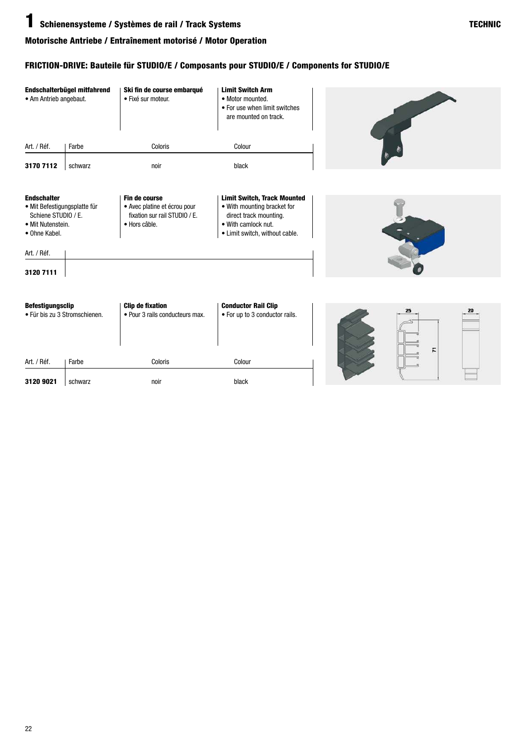# 1 Schienensysteme / Systèmes de rail / Track Systems

## Motorische Antriebe / Entraînement motorisé / Motor Operation

### FRICTION-DRIVE: Bauteile für STUDIO/E / Composants pour STUDIO/E / Components for STUDIO/E

| **Endschalterbügel mitfahrend** | **Ski fin de course embarqué** | **Limit Switch Arm** |
|---|---|---|
| • Am Antrieb angebaut. | • Fixé sur moteur. | • Motor mounted.<br>• For use when limit switches are mounted on track. |

| Art. / Réf. | Farbe | Coloris | Colour |
|---|---|---|---|
| **3170 7112** | schwarz | noir | black |

| **Endschalter** | **Fin de course** | **Limit Switch, Track Mounted** |
|---|---|---|
| • Mit Befestigungsplatte für Schiene STUDIO / E.<br>• Mit Nutenstein.<br>• Ohne Kabel. | • Avec platine et écrou pour fixation sur rail STUDIO / E.<br>• Hors câble. | • With mounting bracket for direct track mounting.<br>• With camlock nut.<br>• Limit switch, without cable. |

| Art. / Réf. | |
|---|---|
| **3120 7111** | |

| **Befestigungsclip** | **Clip de fixation** | **Conductor Rail Clip** |
|---|---|---|
| • Für bis zu 3 Stromschienen. | • Pour 3 rails conducteurs max. | • For up to 3 conductor rails. |

| Art. / Réf. | Farbe | Coloris | Colour |
|---|---|---|---|
| **3120 9021** | schwarz | noir | black |

25 20 71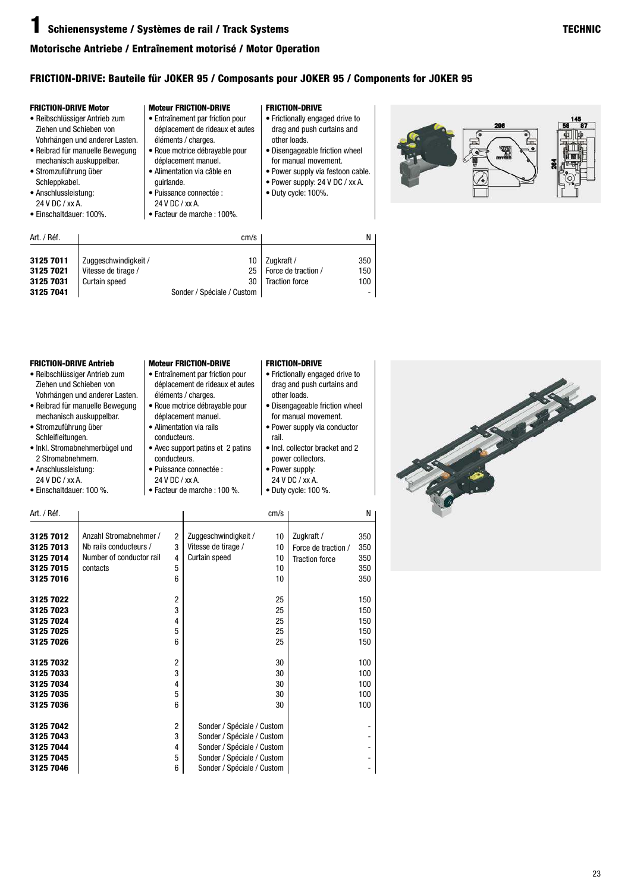# 1 Schienensysteme / Systèmes de rail / Track Systems

TECHNIC

## Motorische Antriebe / Entraînement motorisé / Motor Operation

### FRICTION-DRIVE: Bauteile für JOKER 95 / Composants pour JOKER 95 / Components for JOKER 95

**FRICTION-DRIVE Motor**
- Reibschlüssiger Antrieb zum Ziehen und Schieben von Vohrhängen und anderer Lasten.
- Reibrad für manuelle Bewegung mechanisch auskuppelbar.
- Stromzuführung über Schleppkabel.
- Anschlussleistung: 24 V DC / xx A.
- Einschaltdauer: 100%.

**Moteur FRICTION-DRIVE**
- Entraînement par friction pour déplacement de rideaux et autes éléments / charges.
- Roue motrice débrayable pour déplacement manuel.
- Alimentation via câble en guirlande.
- Puissance connectée : 24 V DC / xx A.
- Facteur de marche : 100%.

**FRICTION-DRIVE**
- Frictionally engaged drive to drag and push curtains and other loads.
- Disengageable friction wheel for manual movement.
- Power supply via festoon cable.
- Power supply: 24 V DC / xx A.
- Duty cycle: 100%.

| Art. / Réf. | | cm/s | | N |
|---|---|---|---|---|
| 3125 7011 | Zuggeschwindigkeit / | 10 | Zugkraft / | 350 |
| 3125 7021 | Vitesse de tirage / | 25 | Force de traction / | 150 |
| 3125 7031 | Curtain speed | 30 | Traction force | 100 |
| 3125 7041 | | Sonder / Spéciale / Custom | | - |

**FRICTION-DRIVE Antrieb**
- Reibschlüssiger Antrieb zum Ziehen und Schieben von Vohrhängen und anderer Lasten.
- Reibrad für manuelle Bewegung mechanisch auskuppelbar.
- Stromzuführung über Schleifleitungen.
- Inkl. Stromabnehmerbügel und 2 Stromabnehmern.
- Anschlussleistung: 24 V DC / xx A.
- Einschaltdauer: 100 %.

**Moteur FRICTION-DRIVE**
- Entraînement par friction pour déplacement de rideaux et autes éléments / charges.
- Roue motrice débrayable pour déplacement manuel.
- Alimentation via rails conducteurs.
- Avec support patins et 2 patins conducteurs.
- Puissance connectée : 24 V DC / xx A.
- Facteur de marche : 100 %.

**FRICTION-DRIVE**
- Frictionally engaged drive to drag and push curtains and other loads.
- Disengageable friction wheel for manual movement.
- Power supply via conductor rail.
- Incl. collector bracket and 2 power collectors.
- Power supply: 24 V DC / xx A.
- Duty cycle: 100 %.

| Art. / Réf. | | | | cm/s | | N |
|---|---|---|---|---|---|---|
| 3125 7012 | Anzahl Stromabnehmer / | 2 | Zuggeschwindigkeit / | 10 | Zugkraft / | 350 |
| 3125 7013 | Nb rails conducteurs / | 3 | Vitesse de tirage / | 10 | Force de traction / | 350 |
| 3125 7014 | Number of conductor rail | 4 | Curtain speed | 10 | Traction force | 350 |
| 3125 7015 | contacts | 5 | | 10 | | 350 |
| 3125 7016 | | 6 | | 10 | | 350 |
| 3125 7022 | | 2 | | 25 | | 150 |
| 3125 7023 | | 3 | | 25 | | 150 |
| 3125 7024 | | 4 | | 25 | | 150 |
| 3125 7025 | | 5 | | 25 | | 150 |
| 3125 7026 | | 6 | | 25 | | 150 |
| 3125 7032 | | 2 | | 30 | | 100 |
| 3125 7033 | | 3 | | 30 | | 100 |
| 3125 7034 | | 4 | | 30 | | 100 |
| 3125 7035 | | 5 | | 30 | | 100 |
| 3125 7036 | | 6 | | 30 | | 100 |
| 3125 7042 | | 2 | | Sonder / Spéciale / Custom | | - |
| 3125 7043 | | 3 | | Sonder / Spéciale / Custom | | - |
| 3125 7044 | | 4 | | Sonder / Spéciale / Custom | | - |
| 3125 7045 | | 5 | | Sonder / Spéciale / Custom | | - |
| 3125 7046 | | 6 | | Sonder / Spéciale / Custom | | - |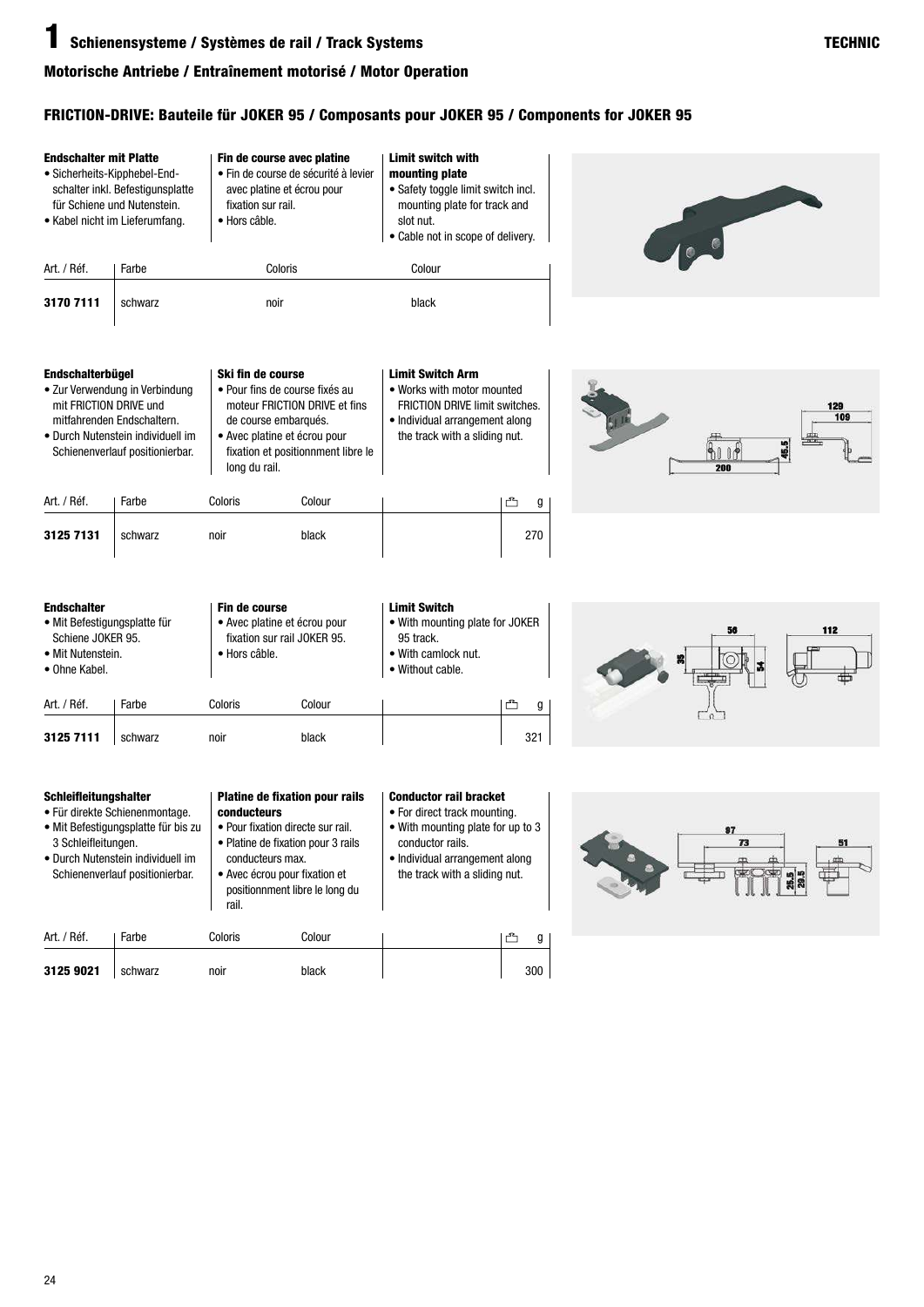# 1 Schienensysteme / Systèmes de rail / Track Systems

## Motorische Antriebe / Entraînement motorisé / Motor Operation

### FRICTION-DRIVE: Bauteile für JOKER 95 / Composants pour JOKER 95 / Components for JOKER 95

**Endschalter mit Platte**
- Sicherheits-Kipphebel-Endschalter inkl. Befestigunsplatte für Schiene und Nutenstein.
- Kabel nicht im Lieferumfang.

**Fin de course avec platine**
- Fin de course de sécurité à levier avec platine et écrou pour fixation sur rail.
- Hors câble.

**Limit switch with mounting plate**
- Safety toggle limit switch incl. mounting plate for track and slot nut.
- Cable not in scope of delivery.

| Art. / Réf. | Farbe | Coloris | Colour |
|---|---|---|---|
| 3170 7111 | schwarz | noir | black |

**Endschalterbügel**
- Zur Verwendung in Verbindung mit FRICTION DRIVE und mitfahrenden Endschaltern.
- Durch Nutenstein individuell im Schienenverlauf positionierbar.

**Ski fin de course**
- Pour fins de course fixés au moteur FRICTION DRIVE et fins de course embarqués.
- Avec platine et écrou pour fixation et positionnment libre le long du rail.

**Limit Switch Arm**
- Works with motor mounted FRICTION DRIVE limit switches.
- Individual arrangement along the track with a sliding nut.

| Art. / Réf. | Farbe | Coloris | Colour | | g |
|---|---|---|---|---|---|
| 3125 7131 | schwarz | noir | black | | 270 |

200 | 46.5 | 129 | 109

**Endschalter**
- Mit Befestigungsplatte für Schiene JOKER 95.
- Mit Nutenstein.
- Ohne Kabel.

**Fin de course**
- Avec platine et écrou pour fixation sur rail JOKER 95.
- Hors câble.

**Limit Switch**
- With mounting plate for JOKER 95 track.
- With camlock nut.
- Without cable.

| Art. / Réf. | Farbe | Coloris | Colour | | g |
|---|---|---|---|---|---|
| 3125 7111 | schwarz | noir | black | | 321 |

56 | 35 | 54 | 112

**Schleifleitungshalter**
- Für direkte Schienenmontage.
- Mit Befestigungsplatte für bis zu 3 Schleifleitungen.
- Durch Nutenstein individuell im Schienenverlauf positionierbar.

**Platine de fixation pour rails conducteurs**
- Pour fixation directe sur rail.
- Platine de fixation pour 3 rails conducteurs max.
- Avec écrou pour fixation et positionnment libre le long du rail.

**Conductor rail bracket**
- For direct track mounting.
- With mounting plate for up to 3 conductor rails.
- Individual arrangement along the track with a sliding nut.

| Art. / Réf. | Farbe | Coloris | Colour | | g |
|---|---|---|---|---|---|
| 3125 9021 | schwarz | noir | black | | 300 |

87 | 73 | 25.5 | 20.5 | 51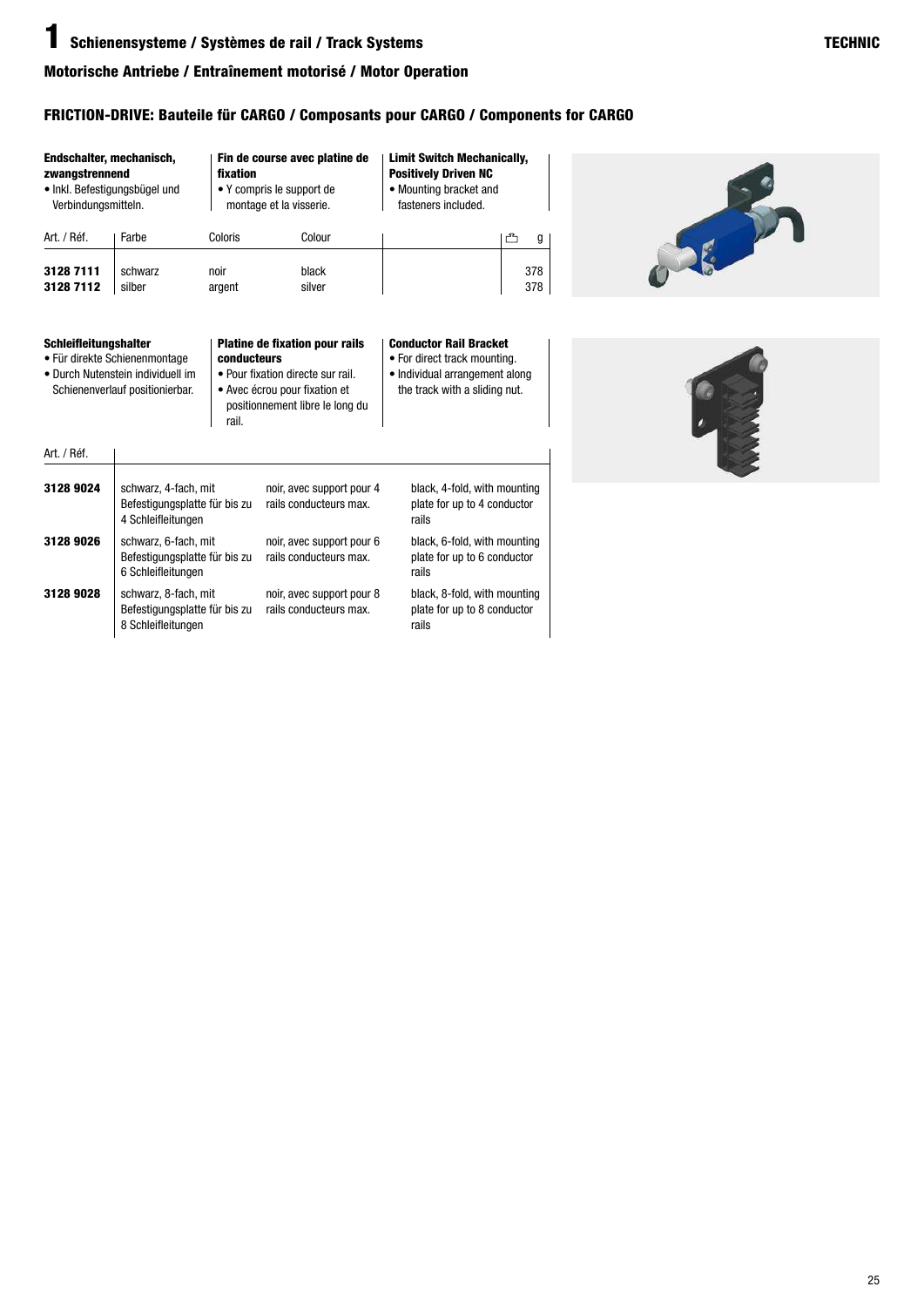# 1 Schienensysteme / Systèmes de rail / Track Systems

## Motorische Antriebe / Entraînement motorisé / Motor Operation

### FRICTION-DRIVE: Bauteile für CARGO / Composants pour CARGO / Components for CARGO

**Endschalter, mechanisch, zwangstrennend**
- Inkl. Befestigungsbügel und Verbindungsmitteln.

**Fin de course avec platine de fixation**
- Y compris le support de montage et la visserie.

**Limit Switch Mechanically, Positively Driven NC**
- Mounting bracket and fasteners included.

| Art. / Réf. | Farbe | Coloris | Colour | g |
|---|---|---|---|---|
| **3128 7111** | schwarz | noir | black | 378 |
| **3128 7112** | silber | argent | silver | 378 |

**Schleifleitungshalter**
- Für direkte Schienenmontage
- Durch Nutenstein individuell im Schienenverlauf positionierbar.

**Platine de fixation pour rails conducteurs**
- Pour fixation directe sur rail.
- Avec écrou pour fixation et positionnement libre le long du rail.

**Conductor Rail Bracket**
- For direct track mounting.
- Individual arrangement along the track with a sliding nut.

| Art. / Réf. | | | |
|---|---|---|---|
| **3128 9024** | schwarz, 4-fach, mit Befestigungsplatte für bis zu 4 Schleifleitungen | noir, avec support pour 4 rails conducteurs max. | black, 4-fold, with mounting plate for up to 4 conductor rails |
| **3128 9026** | schwarz, 6-fach, mit Befestigungsplatte für bis zu 6 Schleifleitungen | noir, avec support pour 6 rails conducteurs max. | black, 6-fold, with mounting plate for up to 6 conductor rails |
| **3128 9028** | schwarz, 8-fach, mit Befestigungsplatte für bis zu 8 Schleifleitungen | noir, avec support pour 8 rails conducteurs max. | black, 8-fold, with mounting plate for up to 8 conductor rails |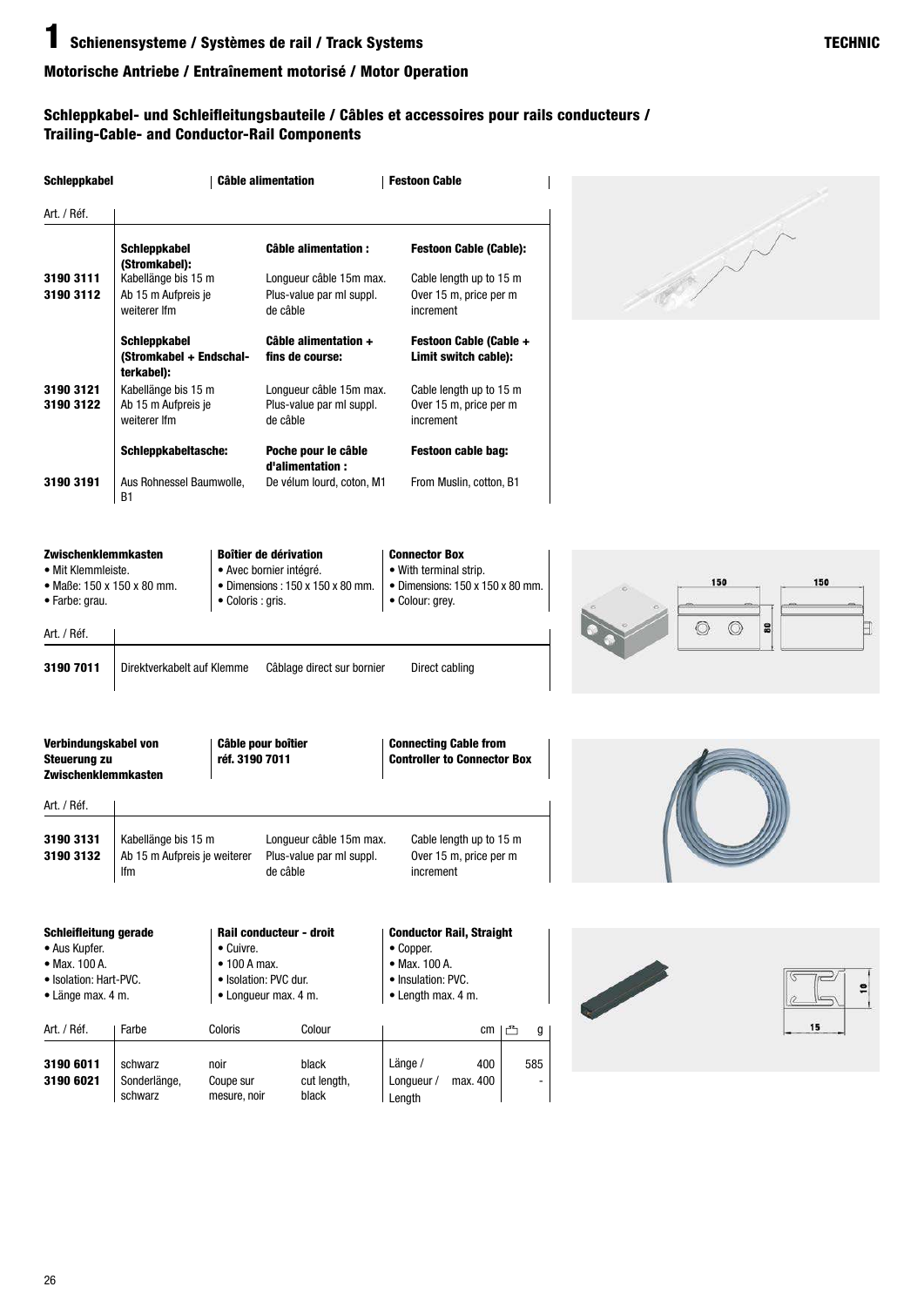# 1 Schienensysteme / Systèmes de rail / Track Systems

## Motorische Antriebe / Entraînement motorisé / Motor Operation

### Schleppkabel- und Schleifleitungsbauteile / Câbles et accessoires pour rails conducteurs / Trailing-Cable- and Conductor-Rail Components

| **Schleppkabel** | **Câble alimentation** | | **Festoon Cable** |
|---|---|---|---|
| Art. / Réf. | | | |
| | **Schleppkabel (Stromkabel):** | **Câble alimentation :** | **Festoon Cable (Cable):** |
| 3190 3111 | Kabellänge bis 15 m | Longueur câble 15m max. | Cable length up to 15 m |
| 3190 3112 | Ab 15 m Aufpreis je weiterer lfm | Plus-value par ml suppl. de câble | Over 15 m, price per m increment |
| | **Schleppkabel (Stromkabel + Endschalterkabel):** | **Câble alimentation + fins de course:** | **Festoon Cable (Cable + Limit switch cable):** |
| 3190 3121 | Kabellänge bis 15 m | Longueur câble 15m max. | Cable length up to 15 m |
| 3190 3122 | Ab 15 m Aufpreis je weiterer lfm | Plus-value par ml suppl. de câble | Over 15 m, price per m increment |
| | **Schleppkabeltasche:** | **Poche pour le câble d'alimentation :** | **Festoon cable bag:** |
| 3190 3191 | Aus Rohnessel Baumwolle, B1 | De vélum lourd, coton, M1 | From Muslin, cotton, B1 |

**Zwischenklemmkasten**
- Mit Klemmleiste.
- Maße: 150 x 150 x 80 mm.
- Farbe: grau.

**Boîtier de dérivation**
- Avec bornier intégré.
- Dimensions : 150 x 150 x 80 mm.
- Coloris : gris.

**Connector Box**
- With terminal strip.
- Dimensions: 150 x 150 x 80 mm.
- Colour: grey.

| Art. / Réf. | | | |
|---|---|---|---|
| 3190 7011 | Direktverkabelt auf Klemme | Câblage direct sur bornier | Direct cabling |

| **Verbindungskabel von Steuerung zu Zwischenklemmkasten** | **Câble pour boîtier réf. 3190 7011** | | **Connecting Cable from Controller to Connector Box** |
|---|---|---|---|
| Art. / Réf. | | | |
| 3190 3131 | Kabellänge bis 15 m | Longueur câble 15m max. | Cable length up to 15 m |
| 3190 3132 | Ab 15 m Aufpreis je weiterer lfm | Plus-value par ml suppl. de câble | Over 15 m, price per m increment |

**Schleifleitung gerade**
- Aus Kupfer.
- Max. 100 A.
- Isolation: Hart-PVC.
- Länge max. 4 m.

**Rail conducteur - droit**
- Cuivre.
- 100 A max.
- Isolation: PVC dur.
- Longueur max. 4 m.

**Conductor Rail, Straight**
- Copper.
- Max. 100 A.
- Insulation: PVC.
- Length max. 4 m.

| Art. / Réf. | Farbe | Coloris | Colour | | cm | g |
|---|---|---|---|---|---|---|
| 3190 6011 | schwarz | noir | black | Länge / Longueur / Length | 400 | 585 |
| 3190 6021 | Sonderlänge, schwarz | Coupe sur mesure, noir | cut length, black | | max. 400 | - |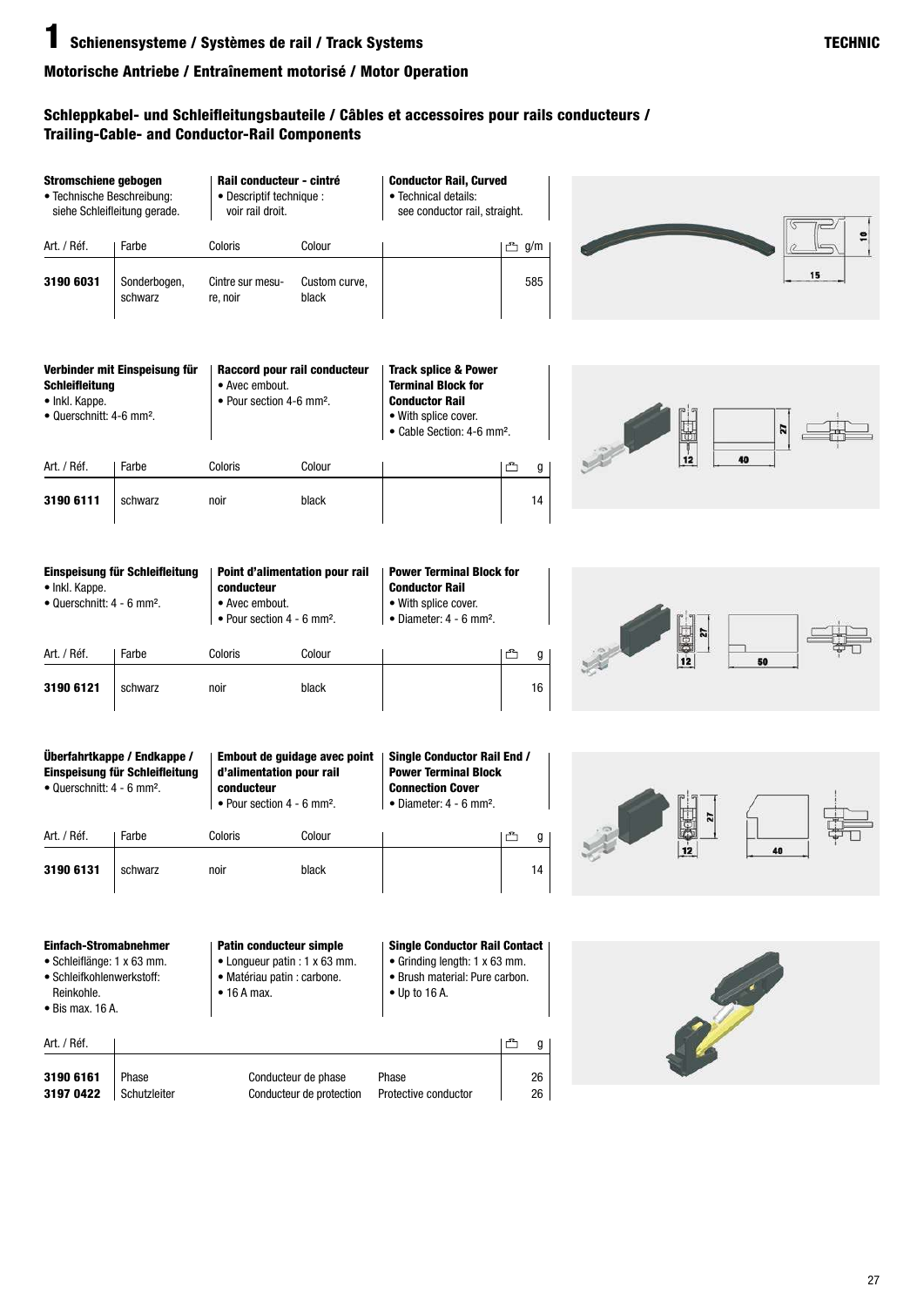# 1 Schienensysteme / Systèmes de rail / Track Systems

## Motorische Antriebe / Entraînement motorisé / Motor Operation

### Schleppkabel- und Schleifleitungsbauteile / Câbles et accessoires pour rails conducteurs / Trailing-Cable- and Conductor-Rail Components

**Stromschiene gebogen**
• Technische Beschreibung: siehe Schleifleitung gerade.

**Rail conducteur - cintré**
• Descriptif technique : voir rail droit.

**Conductor Rail, Curved**
• Technical details: see conductor rail, straight.

| Art. / Réf. | Farbe | Coloris | Colour | g/m |
|---|---|---|---|---|
| **3190 6031** | Sonderbogen, schwarz | Cintre sur mesure, noir | Custom curve, black | 585 |

**Verbinder mit Einspeisung für Schleifleitung**
• Inkl. Kappe.
• Querschnitt: 4-6 mm².

**Raccord pour rail conducteur**
• Avec embout.
• Pour section 4-6 mm².

**Track splice & Power Terminal Block for Conductor Rail**
• With splice cover.
• Cable Section: 4-6 mm².

| Art. / Réf. | Farbe | Coloris | Colour | g |
|---|---|---|---|---|
| **3190 6111** | schwarz | noir | black | 14 |

**Einspeisung für Schleifleitung**
• Inkl. Kappe.
• Querschnitt: 4 - 6 mm².

**Point d'alimentation pour rail conducteur**
• Avec embout.
• Pour section 4 - 6 mm².

**Power Terminal Block for Conductor Rail**
• With splice cover.
• Diameter: 4 - 6 mm².

| Art. / Réf. | Farbe | Coloris | Colour | g |
|---|---|---|---|---|
| **3190 6121** | schwarz | noir | black | 16 |

**Überfahrtkappe / Endkappe / Einspeisung für Schleifleitung**
• Querschnitt: 4 - 6 mm².

**Embout de guidage avec point d'alimentation pour rail conducteur**
• Pour section 4 - 6 mm².

**Single Conductor Rail End / Power Terminal Block Connection Cover**
• Diameter: 4 - 6 mm².

| Art. / Réf. | Farbe | Coloris | Colour | g |
|---|---|---|---|---|
| **3190 6131** | schwarz | noir | black | 14 |

**Einfach-Stromabnehmer**
• Schleiflänge: 1 x 63 mm.
• Schleifkohlenwerkstoff: Reinkohle.
• Bis max. 16 A.

**Patin conducteur simple**
• Longueur patin : 1 x 63 mm.
• Matériau patin : carbone.
• 16 A max.

**Single Conductor Rail Contact**
• Grinding length: 1 x 63 mm.
• Brush material: Pure carbon.
• Up to 16 A.

| Art. / Réf. | | | | g |
|---|---|---|---|---|
| **3190 6161** | Phase | Conducteur de phase | Phase | 26 |
| **3197 0422** | Schutzleiter | Conducteur de protection | Protective conductor | 26 |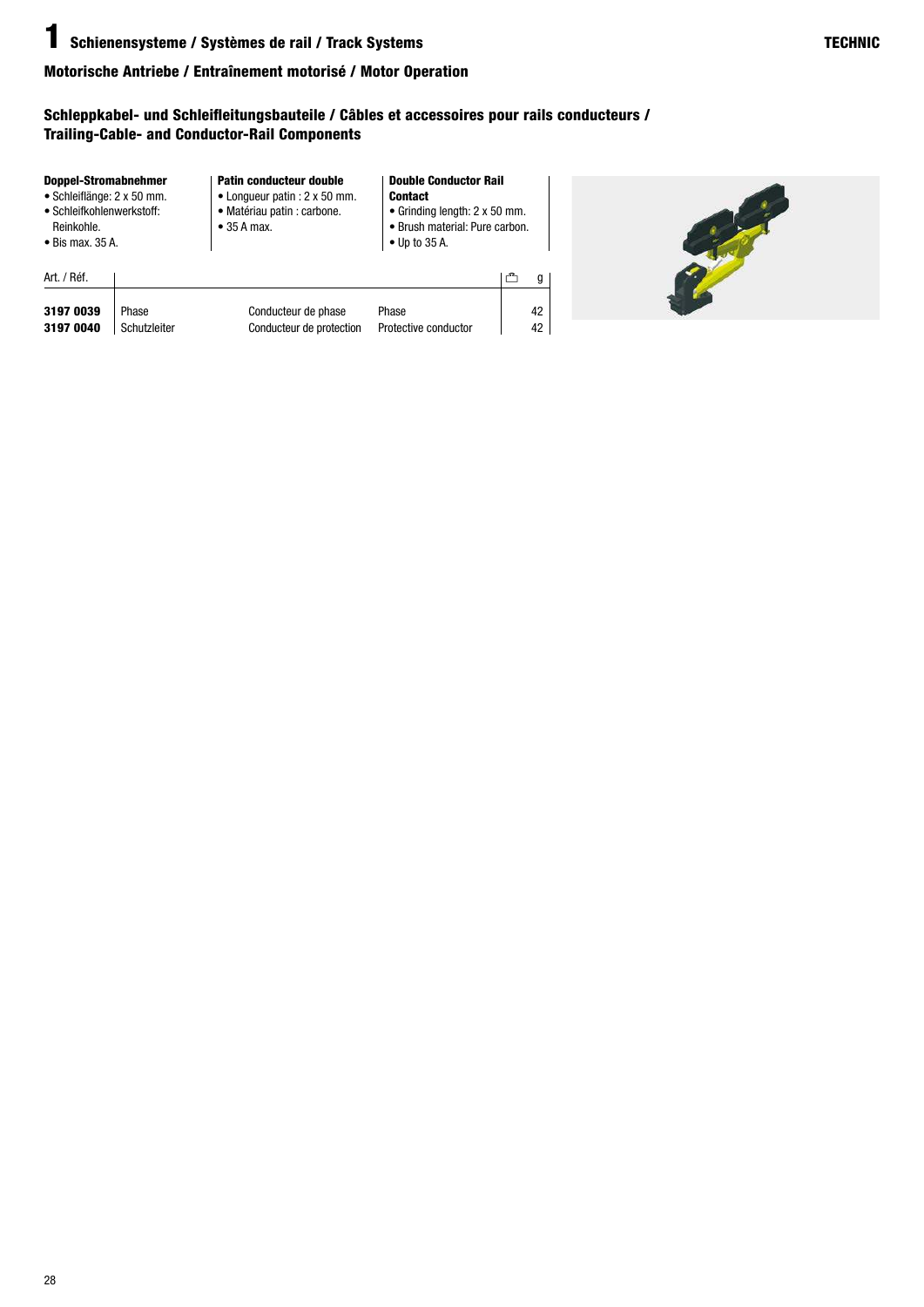# 1 Schienensysteme / Systèmes de rail / Track Systems

## Motorische Antriebe / Entraînement motorisé / Motor Operation

### Schleppkabel- und Schleifleitungsbauteile / Câbles et accessoires pour rails conducteurs / Trailing-Cable- and Conductor-Rail Components

**Doppel-Stromabnehmer**
- Schleiflänge: 2 x 50 mm.
- Schleifkohlenwerkstoff: Reinkohle.
- Bis max. 35 A.

**Patin conducteur double**
- Longueur patin : 2 x 50 mm.
- Matériau patin : carbone.
- 35 A max.

**Double Conductor Rail Contact**
- Grinding length: 2 x 50 mm.
- Brush material: Pure carbon.
- Up to 35 A.

| Art. / Réf. | | | | | g |
|---|---|---|---|---|---|
| **3197 0039** | Phase | Conducteur de phase | Phase | | 42 |
| **3197 0040** | Schutzleiter | Conducteur de protection | Protective conductor | | 42 |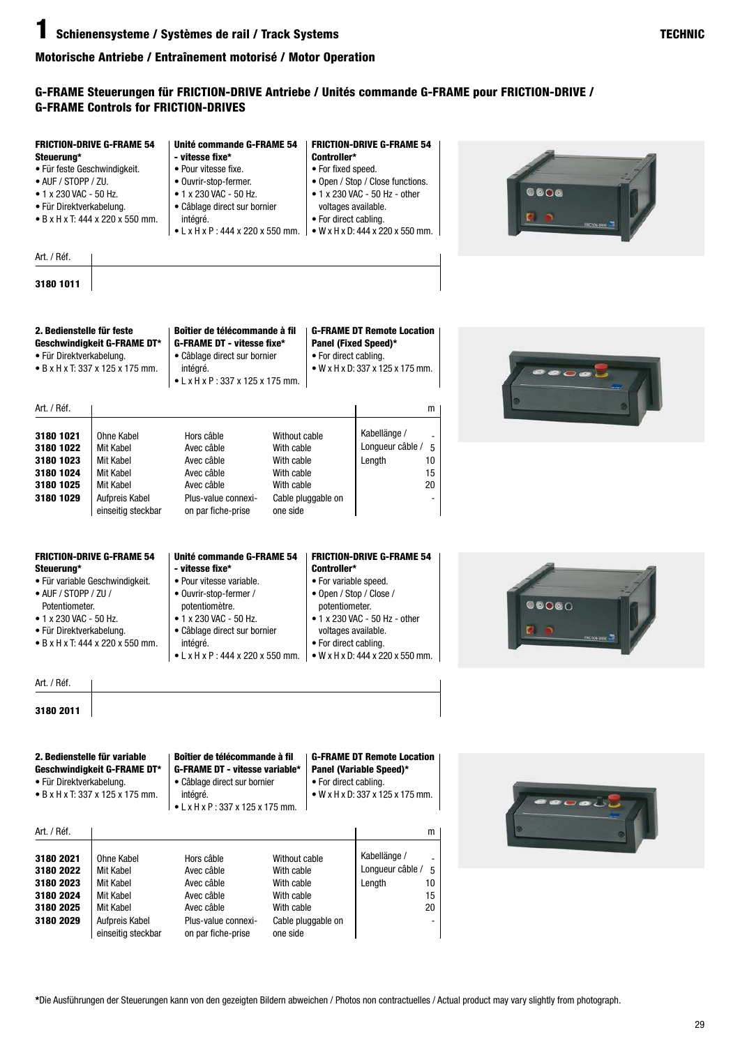# 1 Schienensysteme / Systèmes de rail / Track Systems

## Motorische Antriebe / Entraînement motorisé / Motor Operation

### G-FRAME Steuerungen für FRICTION-DRIVE Antriebe / Unités commande G-FRAME pour FRICTION-DRIVE / G-FRAME Controls for FRICTION-DRIVES

**FRICTION-DRIVE G-FRAME 54 Steuerung***
- Für feste Geschwindigkeit.
- AUF / STOPP / ZU.
- 1 x 230 VAC - 50 Hz.
- Für Direktverkabelung.
- B x H x T: 444 x 220 x 550 mm.

**Unité commande G-FRAME 54 - vitesse fixe***
- Pour vitesse fixe.
- Ouvrir-stop-fermer.
- 1 x 230 VAC - 50 Hz.
- Câblage direct sur bornier intégré.
- L x H x P : 444 x 220 x 550 mm.

**FRICTION-DRIVE G-FRAME 54 Controller***
- For fixed speed.
- Open / Stop / Close functions.
- 1 x 230 VAC - 50 Hz - other voltages available.
- For direct cabling.
- W x H x D: 444 x 220 x 550 mm.

| Art. / Réf. |
|---|
| 3180 1011 |

**2. Bedienstelle für feste Geschwindigkeit G-FRAME DT***
- Für Direktverkabelung.
- B x H x T: 337 x 125 x 175 mm.

**Boîtier de télécommande à fil G-FRAME DT - vitesse fixe***
- Câblage direct sur bornier intégré.
- L x H x P : 337 x 125 x 175 mm.

**G-FRAME DT Remote Location Panel (Fixed Speed)***
- For direct cabling.
- W x H x D: 337 x 125 x 175 mm.

| Art. / Réf. | | | | | m |
|---|---|---|---|---|---|
| 3180 1021 | Ohne Kabel | Hors câble | Without cable | Kabellänge / Longueur câble / Length | - |
| 3180 1022 | Mit Kabel | Avec câble | With cable | | 5 |
| 3180 1023 | Mit Kabel | Avec câble | With cable | | 10 |
| 3180 1024 | Mit Kabel | Avec câble | With cable | | 15 |
| 3180 1025 | Mit Kabel | Avec câble | With cable | | 20 |
| 3180 1029 | Aufpreis Kabel einseitig steckbar | Plus-value connexi-on par fiche-prise | Cable pluggable on one side | | - |

**FRICTION-DRIVE G-FRAME 54 Steuerung***
- Für variable Geschwindigkeit.
- AUF / STOPP / ZU / Potentiometer.
- 1 x 230 VAC - 50 Hz.
- Für Direktverkabelung.
- B x H x T: 444 x 220 x 550 mm.

**Unité commande G-FRAME 54 - vitesse fixe***
- Pour vitesse variable.
- Ouvrir-stop-fermer / potentiomètre.
- 1 x 230 VAC - 50 Hz.
- Câblage direct sur bornier intégré.
- L x H x P : 444 x 220 x 550 mm.

**FRICTION-DRIVE G-FRAME 54 Controller***
- For variable speed.
- Open / Stop / Close / potentiometer.
- 1 x 230 VAC - 50 Hz - other voltages available.
- For direct cabling.
- W x H x D: 444 x 220 x 550 mm.

| Art. / Réf. |
|---|
| 3180 2011 |

**2. Bedienstelle für variable Geschwindigkeit G-FRAME DT***
- Für Direktverkabelung.
- B x H x T: 337 x 125 x 175 mm.

**Boîtier de télécommande à fil G-FRAME DT - vitesse variable***
- Câblage direct sur bornier intégré.
- L x H x P : 337 x 125 x 175 mm.

**G-FRAME DT Remote Location Panel (Variable Speed)***
- For direct cabling.
- W x H x D: 337 x 125 x 175 mm.

| Art. / Réf. | | | | | m |
|---|---|---|---|---|---|
| 3180 2021 | Ohne Kabel | Hors câble | Without cable | Kabellänge / Longueur câble / Length | - |
| 3180 2022 | Mit Kabel | Avec câble | With cable | | 5 |
| 3180 2023 | Mit Kabel | Avec câble | With cable | | 10 |
| 3180 2024 | Mit Kabel | Avec câble | With cable | | 15 |
| 3180 2025 | Mit Kabel | Avec câble | With cable | | 20 |
| 3180 2029 | Aufpreis Kabel einseitig steckbar | Plus-value connexi-on par fiche-prise | Cable pluggable on one side | | - |

***Die Ausführungen der Steuerungen kann von den gezeigten Bildern abweichen / Photos non contractuelles / Actual product may vary slightly from photograph.**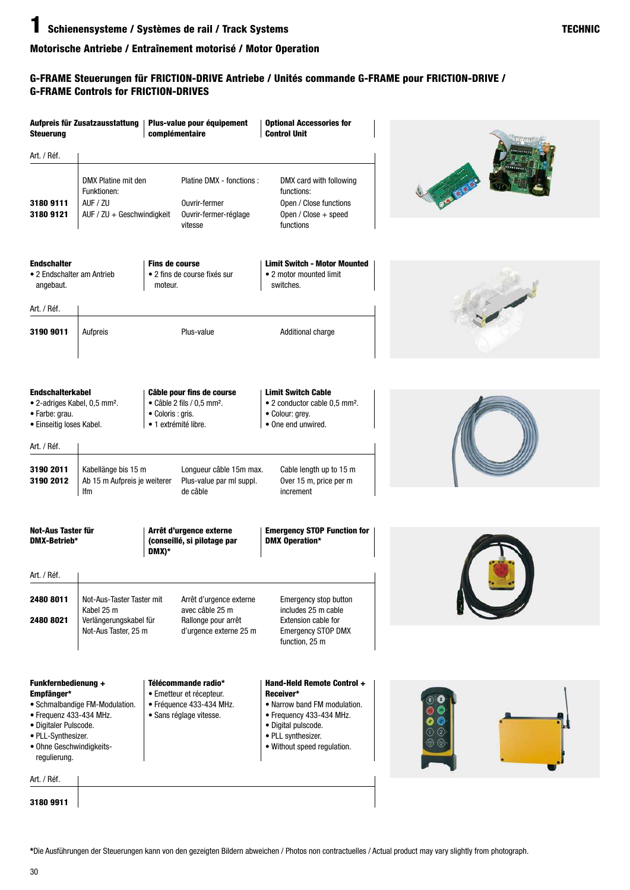# 1 Schienensysteme / Systèmes de rail / Track Systems

## Motorische Antriebe / Entraînement motorisé / Motor Operation

### G-FRAME Steuerungen für FRICTION-DRIVE Antriebe / Unités commande G-FRAME pour FRICTION-DRIVE / G-FRAME Controls for FRICTION-DRIVES

| **Aufpreis für Zusatzausstattung Steuerung** | **Plus-value pour équipement complémentaire** | **Optional Accessories for Control Unit** |
|---|---|---|

| Art. / Réf. | | | |
|---|---|---|---|
| | DMX Platine mit den Funktionen: | Platine DMX - fonctions : | DMX card with following functions: |
| **3180 9111** | AUF / ZU | Ouvrir-fermer | Open / Close functions |
| **3180 9121** | AUF / ZU + Geschwindigkeit | Ouvrir-fermer-réglage vitesse | Open / Close + speed functions |

| **Endschalter** | **Fins de course** | **Limit Switch - Motor Mounted** |
|---|---|---|
| • 2 Endschalter am Antrieb angebaut. | • 2 fins de course fixés sur moteur. | • 2 motor mounted limit switches. |

| Art. / Réf. | | | |
|---|---|---|---|
| **3190 9011** | Aufpreis | Plus-value | Additional charge |

| **Endschalterkabel** | **Câble pour fins de course** | **Limit Switch Cable** |
|---|---|---|
| • 2-adriges Kabel, 0,5 mm². | • Câble 2 fils / 0,5 mm². | • 2 conductor cable 0,5 mm². |
| • Farbe: grau. | • Coloris : gris. | • Colour: grey. |
| • Einseitig loses Kabel. | • 1 extrémité libre. | • One end unwired. |

| Art. / Réf. | | | |
|---|---|---|---|
| **3190 2011** | Kabellänge bis 15 m | Longueur câble 15m max. | Cable length up to 15 m |
| **3190 2012** | Ab 15 m Aufpreis je weiterer lfm | Plus-value par ml suppl. de câble | Over 15 m, price per m increment |

| **Not-Aus Taster für DMX-Betrieb*** | **Arrêt d'urgence externe (conseillé, si pilotage par DMX)*** | **Emergency STOP Function for DMX Operation*** |
|---|---|---|

| Art. / Réf. | | | |
|---|---|---|---|
| **2480 8011** | Not-Aus-Taster Taster mit Kabel 25 m | Arrêt d'urgence externe avec câble 25 m | Emergency stop button includes 25 m cable |
| **2480 8021** | Verlängerungskabel für Not-Aus Taster, 25 m | Rallonge pour arrêt d'urgence externe 25 m | Extension cable for Emergency STOP DMX function, 25 m |

| **Funkfernbedienung + Empfänger*** | **Télécommande radio*** | **Hand-Held Remote Control + Receiver*** |
|---|---|---|
| • Schmalbandige FM-Modulation. | • Emetteur et récepteur. | • Narrow band FM modulation. |
| • Frequenz 433-434 MHz. | • Fréquence 433-434 MHz. | • Frequency 433-434 MHz. |
| • Digitaler Pulscode. | • Sans réglage vitesse. | • Digital pulscode. |
| • PLL-Synthesizer. | | • PLL synthesizer. |
| • Ohne Geschwindigkeits-regulierung. | | • Without speed regulation. |

| Art. / Réf. | |
|---|---|
| **3180 9911** | |

***Die Ausführungen der Steuerungen kann von den gezeigten Bildern abweichen / Photos non contractuelles / Actual product may vary slightly from photograph.**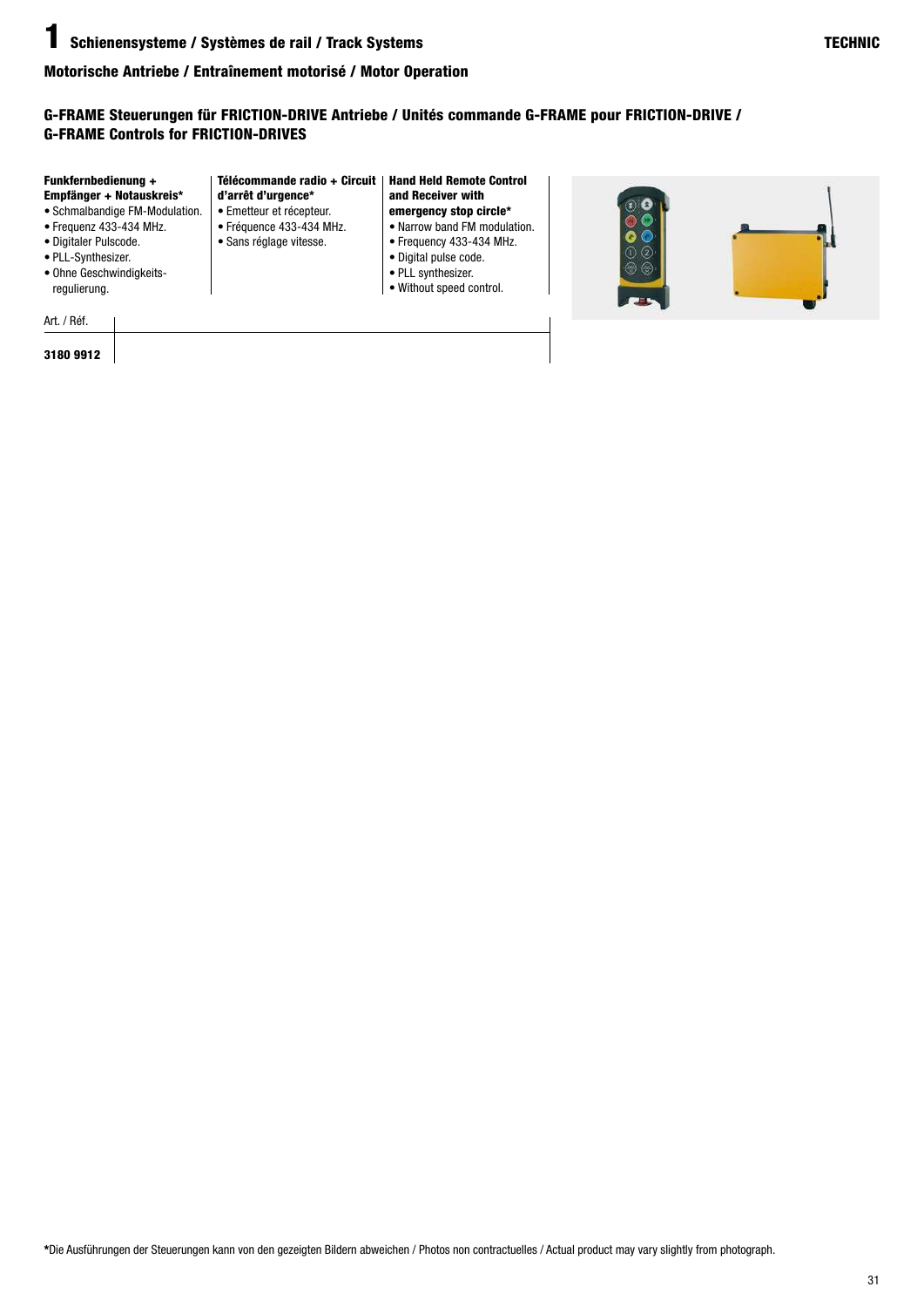# 1 Schienensysteme / Systèmes de rail / Track Systems

## Motorische Antriebe / Entraînement motorisé / Motor Operation

### G-FRAME Steuerungen für FRICTION-DRIVE Antriebe / Unités commande G-FRAME pour FRICTION-DRIVE / G-FRAME Controls for FRICTION-DRIVES

**Funkfernbedienung + Empfänger + Notauskreis***
- Schmalbandige FM-Modulation.
- Frequenz 433-434 MHz.
- Digitaler Pulscode.
- PLL-Synthesizer.
- Ohne Geschwindigkeits-regulierung.

**Télécommande radio + Circuit d'arrêt d'urgence***
- Emetteur et récepteur.
- Fréquence 433-434 MHz.
- Sans réglage vitesse.

**Hand Held Remote Control and Receiver with emergency stop circle***
- Narrow band FM modulation.
- Frequency 433-434 MHz.
- Digital pulse code.
- PLL synthesizer.
- Without speed control.

| Art. / Réf. | |
|---|---|
| **3180 9912** | |

*Die Ausführungen der Steuerungen kann von den gezeigten Bildern abweichen / Photos non contractuelles / Actual product may vary slightly from photograph.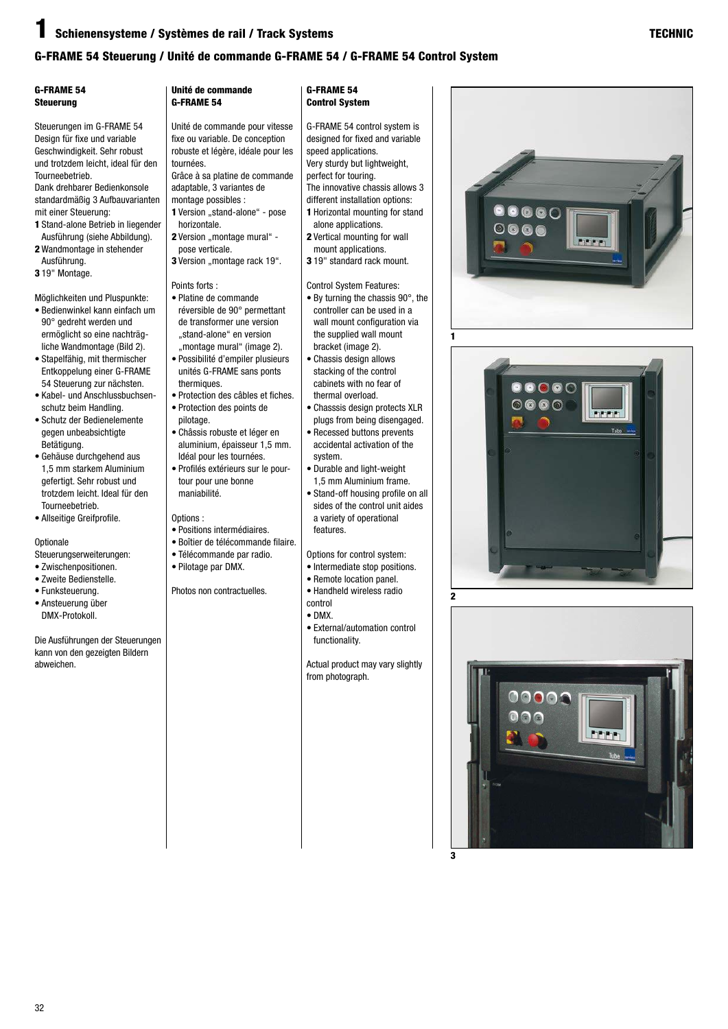# 1 Schienensysteme / Systèmes de rail / Track Systems

TECHNIC

## G-FRAME 54 Steuerung / Unité de commande G-FRAME 54 / G-FRAME 54 Control System

### G-FRAME 54 Steuerung

Steuerungen im G-FRAME 54 Design für fixe und variable Geschwindigkeit. Sehr robust und trotzdem leicht, ideal für den Tourneebetrieb.
Dank drehbarer Bedienkonsole standardmäßig 3 Aufbauvarianten mit einer Steuerung:

**1** Stand-alone Betrieb in liegender Ausführung (siehe Abbildung).
**2** Wandmontage in stehender Ausführung.
**3** 19" Montage.

Möglichkeiten und Pluspunkte:

- Bedienwinkel kann einfach um 90° gedreht werden und ermöglicht so eine nachträgliche Wandmontage (Bild 2).
- Stapelfähig, mit thermischer Entkoppelung einer G-FRAME 54 Steuerung zur nächsten.
- Kabel- und Anschlussbuchsenschutz beim Handling.
- Schutz der Bedienelemente gegen unbeabsichtigte Betätigung.
- Gehäuse durchgehend aus 1,5 mm starkem Aluminium gefertigt. Sehr robust und trotzdem leicht. Ideal für den Tourneebetrieb.
- Allseitige Greifprofile.

Optionale Steuerungserweiterungen:

- Zwischenpositionen.
- Zweite Bedienstelle.
- Funksteuerung.
- Ansteuerung über DMX-Protokoll.

Die Ausführungen der Steuerungen kann von den gezeigten Bildern abweichen.

### Unité de commande G-FRAME 54

Unité de commande pour vitesse fixe ou variable. De conception robuste et légère, idéale pour les tournées.
Grâce à sa platine de commande adaptable, 3 variantes de montage possibles :

**1** Version „stand-alone" - pose horizontale.
**2** Version „montage mural" - pose verticale.
**3** Version „montage rack 19".

Points forts :

- Platine de commande réversible de 90° permettant de transformer une version „stand-alone" en version „montage mural" (image 2).
- Possibilité d'empiler plusieurs unités G-FRAME sans ponts thermiques.
- Protection des câbles et fiches.
- Protection des points de pilotage.
- Châssis robuste et léger en aluminium, épaisseur 1,5 mm. Idéal pour les tournées.
- Profilés extérieurs sur le pourtour pour une bonne maniabilité.

Options :

- Positions intermédiaires.
- Boîtier de télécommande filaire.
- Télécommande par radio.
- Pilotage par DMX.

Photos non contractuelles.

### G-FRAME 54 Control System

G-FRAME 54 control system is designed for fixed and variable speed applications.
Very sturdy but lightweight, perfect for touring.
The innovative chassis allows 3 different installation options:

**1** Horizontal mounting for stand alone applications.
**2** Vertical mounting for wall mount applications.
**3** 19" standard rack mount.

Control System Features:

- By turning the chassis 90°, the controller can be used in a wall mount configuration via the supplied wall mount bracket (image 2).
- Chassis design allows stacking of the control cabinets with no fear of thermal overload.
- Chasssis design protects XLR plugs from being disengaged.
- Recessed buttons prevents accidental activation of the system.
- Durable and light-weight 1,5 mm Aluminium frame.
- Stand-off housing profile on all sides of the control unit aides a variety of operational features.

Options for control system:

- Intermediate stop positions.
- Remote location panel.
- Handheld wireless radio control
- DMX.
- External/automation control functionality.

Actual product may vary slightly from photograph.

1

2

3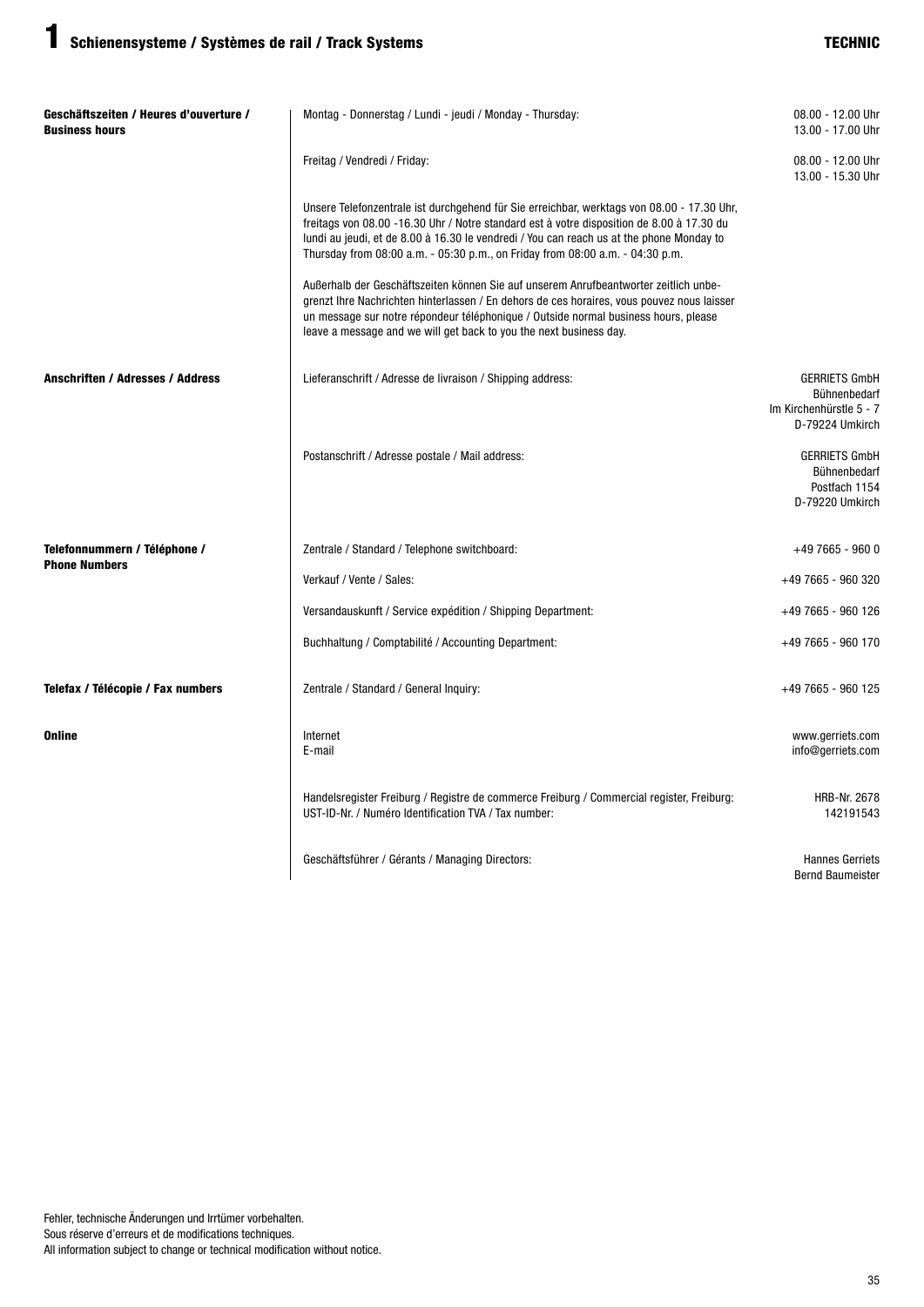| | | |
|---|---|---|
| **Geschäftszeiten / Heures d'ouverture / Business hours** | Montag - Donnerstag / Lundi - jeudi / Monday - Thursday: | 08.00 - 12.00 Uhr<br>13.00 - 17.00 Uhr |
| | Freitag / Vendredi / Friday: | 08.00 - 12.00 Uhr<br>13.00 - 15.30 Uhr |
| | Unsere Telefonzentrale ist durchgehend für Sie erreichbar, werktags von 08.00 - 17.30 Uhr, freitags von 08.00 -16.30 Uhr / Notre standard est à votre disposition de 8.00 à 17.30 du lundi au jeudi, et de 8.00 à 16.30 le vendredi / You can reach us at the phone Monday to Thursday from 08:00 a.m. - 05:30 p.m., on Friday from 08:00 a.m. - 04:30 p.m. | |
| | Außerhalb der Geschäftszeiten können Sie auf unserem Anrufbeantworter zeitlich unbegrenzt Ihre Nachrichten hinterlassen / En dehors de ces horaires, vous pouvez nous laisser un message sur notre répondeur téléphonique / Outside normal business hours, please leave a message and we will get back to you the next business day. | |
| **Anschriften / Adresses / Address** | Lieferanschrift / Adresse de livraison / Shipping address: | GERRIETS GmbH<br>Bühnenbedarf<br>Im Kirchenhürstle 5 - 7<br>D-79224 Umkirch |
| | Postanschrift / Adresse postale / Mail address: | GERRIETS GmbH<br>Bühnenbedarf<br>Postfach 1154<br>D-79220 Umkirch |
| **Telefonnummern / Téléphone / Phone Numbers** | Zentrale / Standard / Telephone switchboard: | +49 7665 - 960 0 |
| | Verkauf / Vente / Sales: | +49 7665 - 960 320 |
| | Versandauskunft / Service expédition / Shipping Department: | +49 7665 - 960 126 |
| | Buchhaltung / Comptabilité / Accounting Department: | +49 7665 - 960 170 |
| **Telefax / Télécopie / Fax numbers** | Zentrale / Standard / General Inquiry: | +49 7665 - 960 125 |
| **Online** | Internet<br>E-mail | www.gerriets.com<br>info@gerriets.com |
| | Handelsregister Freiburg / Registre de commerce Freiburg / Commercial register, Freiburg:<br>UST-ID-Nr. / Numéro Identification TVA / Tax number: | HRB-Nr. 2678<br>142191543 |
| | Geschäftsführer / Gérants / Managing Directors: | Hannes Gerriets<br>Bernd Baumeister |

Fehler, technische Änderungen und Irrtümer vorbehalten.
Sous réserve d'erreurs et de modifications techniques.
All information subject to change or technical modification without notice.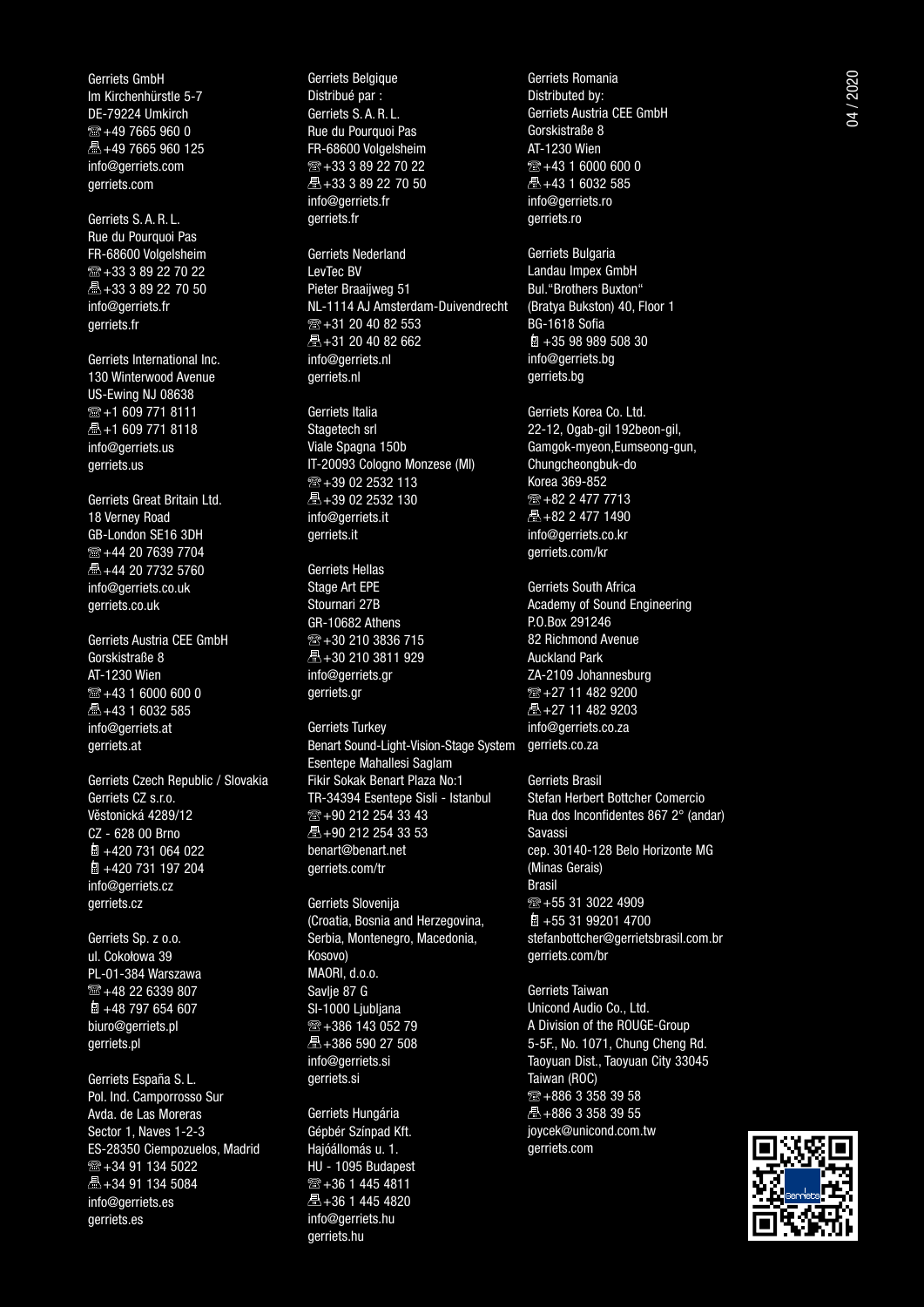Gerriets GmbH
Im Kirchenhürstle 5-7
DE-79224 Umkirch
☎ +49 7665 960 0
🖷 +49 7665 960 125
info@gerriets.com
gerriets.com

Gerriets S. A. R. L.
Rue du Pourquoi Pas
FR-68600 Volgelsheim
☎ +33 3 89 22 70 22
🖷 +33 3 89 22 70 50
info@gerriets.fr
gerriets.fr

Gerriets International Inc.
130 Winterwood Avenue
US-Ewing NJ 08638
☎ +1 609 771 8111
🖷 +1 609 771 8118
info@gerriets.us
gerriets.us

Gerriets Great Britain Ltd.
18 Verney Road
GB-London SE16 3DH
☎ +44 20 7639 7704
🖷 +44 20 7732 5760
info@gerriets.co.uk
gerriets.co.uk

Gerriets Austria CEE GmbH
Gorskistraße 8
AT-1230 Wien
☎ +43 1 6000 600 0
🖷 +43 1 6032 585
info@gerriets.at
gerriets.at

Gerriets Czech Republic / Slovakia
Gerriets CZ s.r.o.
Věstonická 4289/12
CZ - 628 00 Brno
📱 +420 731 064 022
📱 +420 731 197 204
info@gerriets.cz
gerriets.cz

Gerriets Sp. z o.o.
ul. Cokołowa 39
PL-01-384 Warszawa
☎ +48 22 6339 807
📱 +48 797 654 607
biuro@gerriets.pl
gerriets.pl

Gerriets España S. L.
Pol. Ind. Camporrosso Sur
Avda. de Las Moreras
Sector 1, Naves 1-2-3
ES-28350 Ciempozuelos, Madrid
☎ +34 91 134 5022
🖷 +34 91 134 5084
info@gerriets.es
gerriets.es

Gerriets Belgique
Distribué par :
Gerriets S. A. R. L.
Rue du Pourquoi Pas
FR-68600 Volgelsheim
☎ +33 3 89 22 70 22
🖷 +33 3 89 22 70 50
info@gerriets.fr
gerriets.fr

Gerriets Nederland
LevTec BV
Pieter Braaijweg 51
NL-1114 AJ Amsterdam-Duivendrecht
☎ +31 20 40 82 553
🖷 +31 20 40 82 662
info@gerriets.nl
gerriets.nl

Gerriets Italia
Stagetech srl
Viale Spagna 150b
IT-20093 Cologno Monzese (MI)
☎ +39 02 2532 113
🖷 +39 02 2532 130
info@gerriets.it
gerriets.it

Gerriets Hellas
Stage Art EPE
Stournari 27B
GR-10682 Athens
☎ +30 210 3836 715
🖷 +30 210 3811 929
info@gerriets.gr
gerriets.gr

Gerriets Turkey
Benart Sound-Light-Vision-Stage System
Esentepe Mahallesi Saglam
Fikir Sokak Benart Plaza No:1
TR-34394 Esentepe Sisli - Istanbul
☎ +90 212 254 33 43
🖷 +90 212 254 33 53
benart@benart.net
gerriets.com/tr

Gerriets Slovenija
(Croatia, Bosnia and Herzegovina,
Serbia, Montenegro, Macedonia,
Kosovo)
MAORI, d.o.o.
Savlje 87 G
SI-1000 Ljubljana
☎ +386 143 052 79
🖷 +386 590 27 508
info@gerriets.si
gerriets.si

Gerriets Hungária
Gépbér Színpad Kft.
Hajóállomás u. 1.
HU - 1095 Budapest
☎ +36 1 445 4811
🖷 +36 1 445 4820
info@gerriets.hu
gerriets.hu

Gerriets Romania
Distributed by:
Gerriets Austria CEE GmbH
Gorskistraße 8
AT-1230 Wien
☎ +43 1 6000 600 0
🖷 +43 1 6032 585
info@gerriets.ro
gerriets.ro

Gerriets Bulgaria
Landau Impex GmbH
Bul."Brothers Buxton"
(Bratya Bukston) 40, Floor 1
BG-1618 Sofia
📱 +35 98 989 508 30
info@gerriets.bg
gerriets.bg

Gerriets Korea Co. Ltd.
22-12, Ogab-gil 192beon-gil,
Gamgok-myeon,Eumseong-gun,
Chungcheongbuk-do
Korea 369-852
☎ +82 2 477 7713
🖷 +82 2 477 1490
info@gerriets.co.kr
gerriets.com/kr

Gerriets South Africa
Academy of Sound Engineering
P.O.Box 291246
82 Richmond Avenue
Auckland Park
ZA-2109 Johannesburg
☎ +27 11 482 9200
🖷 +27 11 482 9203
info@gerriets.co.za
gerriets.co.za

Gerriets Brasil
Stefan Herbert Bottcher Comercio
Rua dos Inconfidentes 867 2° (andar)
Savassi
cep. 30140-128 Belo Horizonte MG
(Minas Gerais)
Brasil
☎ +55 31 3022 4909
📱 +55 31 99201 4700
stefanbottcher@gerrietsbrasil.com.br
gerriets.com/br

Gerriets Taiwan
Unicond Audio Co., Ltd.
A Division of the ROUGE-Group
5-5F., No. 1071, Chung Cheng Rd.
Taoyuan Dist., Taoyuan City 33045
Taiwan (ROC)
☎ +886 3 358 39 58
🖷 +886 3 358 39 55
joycek@unicond.com.tw
gerriets.com

04 / 2020